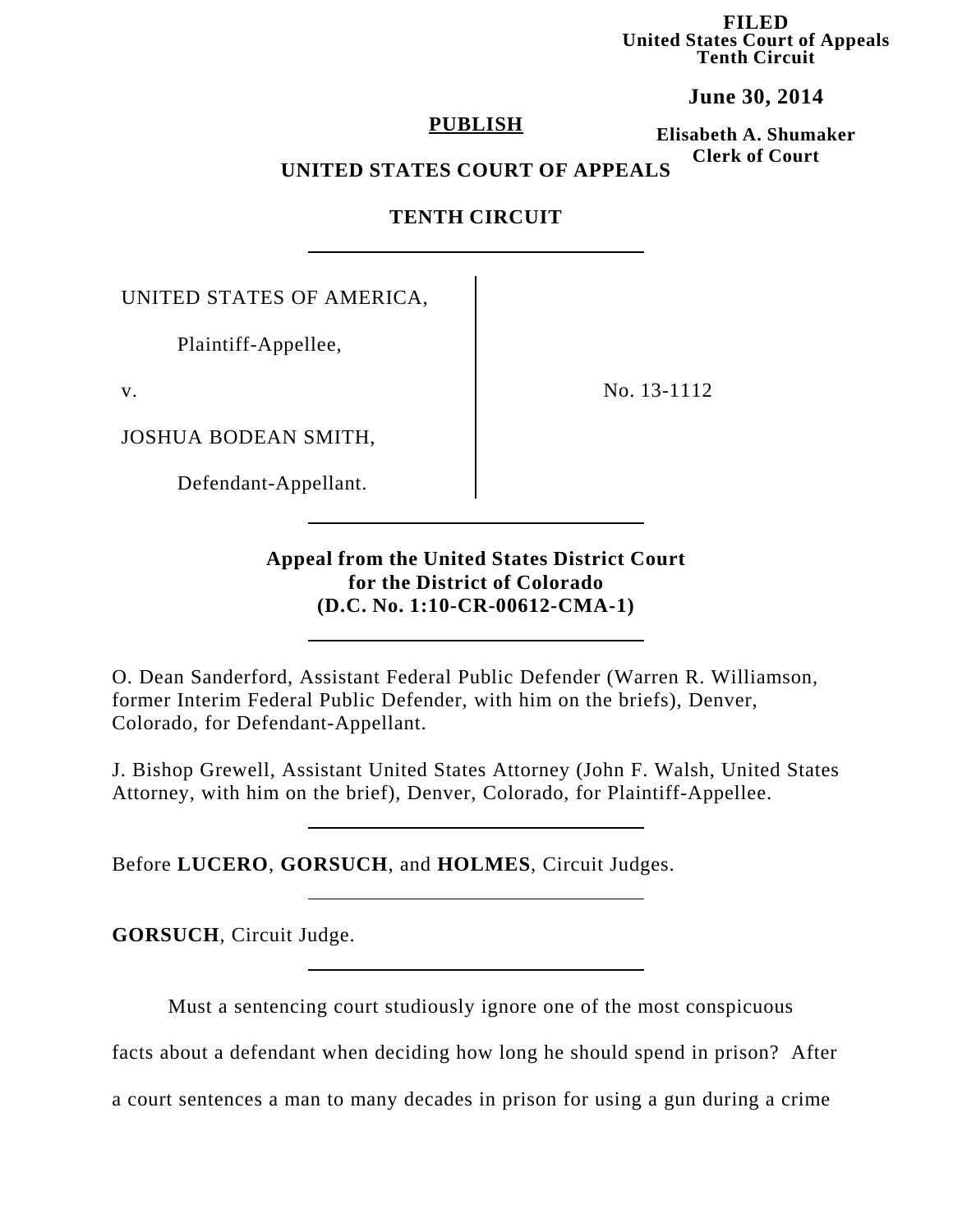**FILED**
**United States Court of Appeals**
**Tenth Circuit**

**June 30, 2014**

**Elisabeth A. Shumaker**
**Clerk of Court**

**PUBLISH**

**UNITED STATES COURT OF APPEALS**

**TENTH CIRCUIT**

---

UNITED STATES OF AMERICA,

Plaintiff-Appellee,

v.

JOSHUA BODEAN SMITH,

Defendant-Appellant.

No. 13-1112

---

**Appeal from the United States District Court for the District of Colorado (D.C. No. 1:10-CR-00612-CMA-1)**

---

O. Dean Sanderford, Assistant Federal Public Defender (Warren R. Williamson, former Interim Federal Public Defender, with him on the briefs), Denver, Colorado, for Defendant-Appellant.

J. Bishop Grewell, Assistant United States Attorney (John F. Walsh, United States Attorney, with him on the brief), Denver, Colorado, for Plaintiff-Appellee.

---

Before **LUCERO**, **GORSUCH**, and **HOLMES**, Circuit Judges.

---

**GORSUCH**, Circuit Judge.

---

Must a sentencing court studiously ignore one of the most conspicuous facts about a defendant when deciding how long he should spend in prison? After a court sentences a man to many decades in prison for using a gun during a crime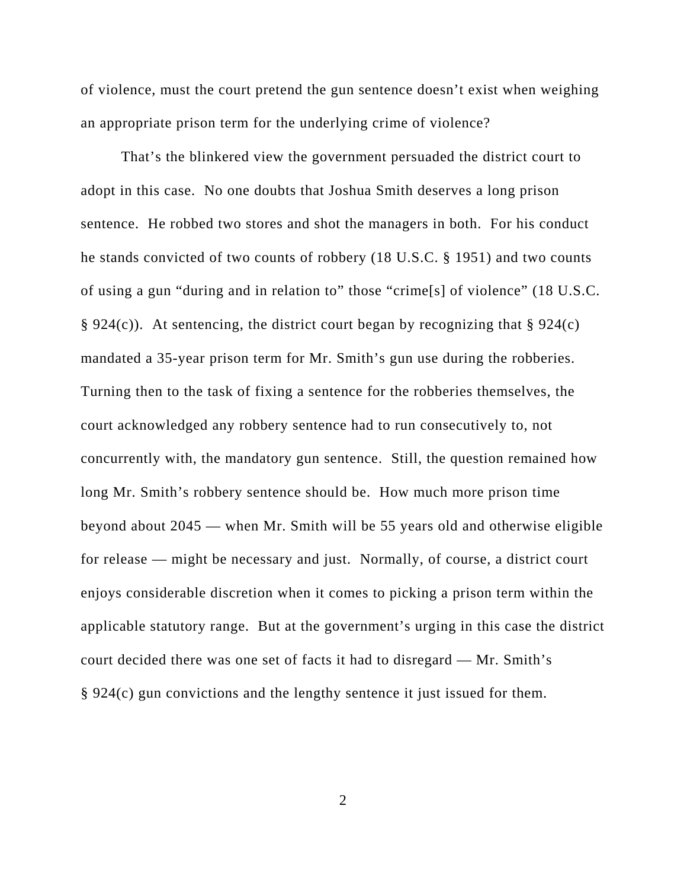of violence, must the court pretend the gun sentence doesn't exist when weighing an appropriate prison term for the underlying crime of violence?

That's the blinkered view the government persuaded the district court to adopt in this case. No one doubts that Joshua Smith deserves a long prison sentence. He robbed two stores and shot the managers in both. For his conduct he stands convicted of two counts of robbery (18 U.S.C. § 1951) and two counts of using a gun "during and in relation to" those "crime[s] of violence" (18 U.S.C. § 924(c)). At sentencing, the district court began by recognizing that § 924(c) mandated a 35-year prison term for Mr. Smith's gun use during the robberies. Turning then to the task of fixing a sentence for the robberies themselves, the court acknowledged any robbery sentence had to run consecutively to, not concurrently with, the mandatory gun sentence. Still, the question remained how long Mr. Smith's robbery sentence should be. How much more prison time beyond about 2045 — when Mr. Smith will be 55 years old and otherwise eligible for release — might be necessary and just. Normally, of course, a district court enjoys considerable discretion when it comes to picking a prison term within the applicable statutory range. But at the government's urging in this case the district court decided there was one set of facts it had to disregard — Mr. Smith's § 924(c) gun convictions and the lengthy sentence it just issued for them.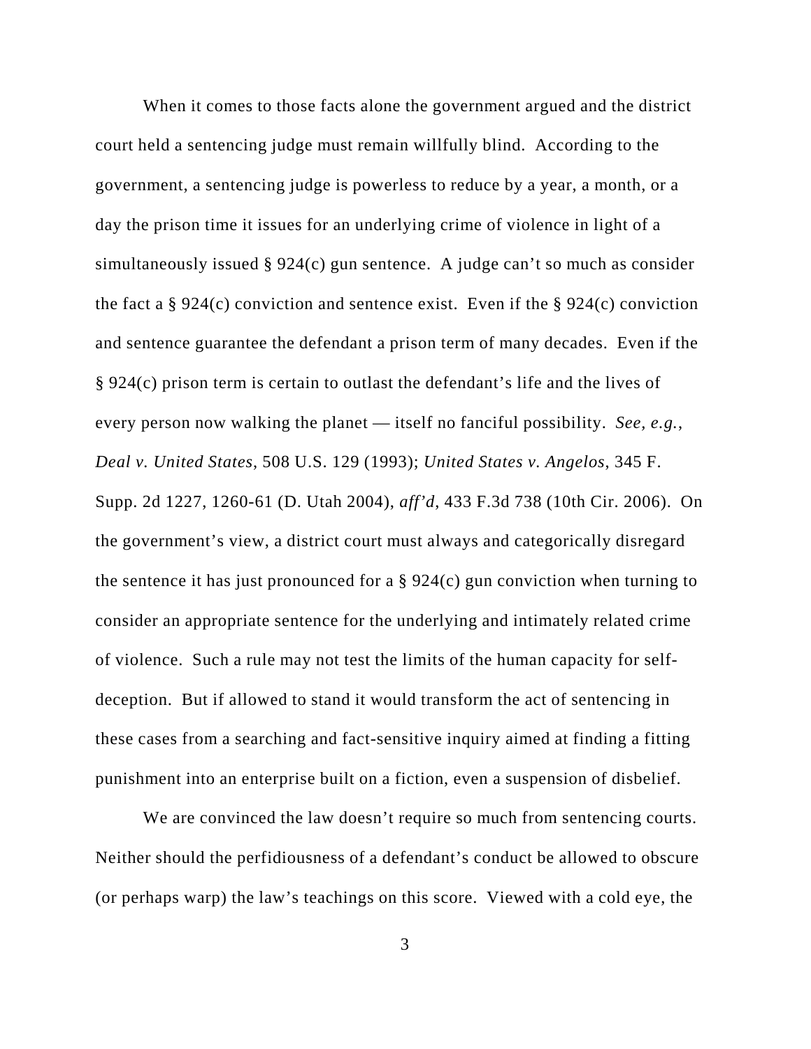When it comes to those facts alone the government argued and the district court held a sentencing judge must remain willfully blind. According to the government, a sentencing judge is powerless to reduce by a year, a month, or a day the prison time it issues for an underlying crime of violence in light of a simultaneously issued § 924(c) gun sentence. A judge can't so much as consider the fact a § 924(c) conviction and sentence exist. Even if the § 924(c) conviction and sentence guarantee the defendant a prison term of many decades. Even if the § 924(c) prison term is certain to outlast the defendant's life and the lives of every person now walking the planet — itself no fanciful possibility. *See, e.g.*, *Deal v. United States*, 508 U.S. 129 (1993); *United States v. Angelos*, 345 F. Supp. 2d 1227, 1260-61 (D. Utah 2004), *aff'd*, 433 F.3d 738 (10th Cir. 2006). On the government's view, a district court must always and categorically disregard the sentence it has just pronounced for a § 924(c) gun conviction when turning to consider an appropriate sentence for the underlying and intimately related crime of violence. Such a rule may not test the limits of the human capacity for self-deception. But if allowed to stand it would transform the act of sentencing in these cases from a searching and fact-sensitive inquiry aimed at finding a fitting punishment into an enterprise built on a fiction, even a suspension of disbelief.

We are convinced the law doesn't require so much from sentencing courts. Neither should the perfidiousness of a defendant's conduct be allowed to obscure (or perhaps warp) the law's teachings on this score. Viewed with a cold eye, the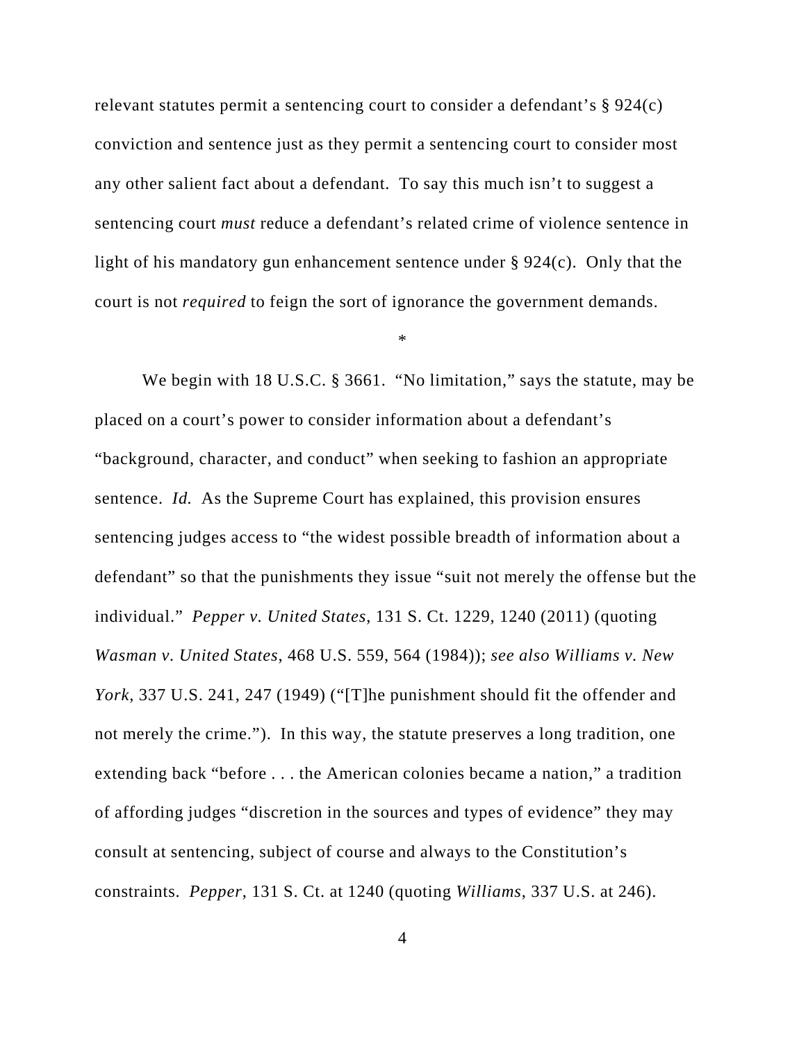relevant statutes permit a sentencing court to consider a defendant's § 924(c) conviction and sentence just as they permit a sentencing court to consider most any other salient fact about a defendant. To say this much isn't to suggest a sentencing court *must* reduce a defendant's related crime of violence sentence in light of his mandatory gun enhancement sentence under § 924(c). Only that the court is not *required* to feign the sort of ignorance the government demands.

*

We begin with 18 U.S.C. § 3661. "No limitation," says the statute, may be placed on a court's power to consider information about a defendant's "background, character, and conduct" when seeking to fashion an appropriate sentence. *Id.* As the Supreme Court has explained, this provision ensures sentencing judges access to "the widest possible breadth of information about a defendant" so that the punishments they issue "suit not merely the offense but the individual." *Pepper v. United States*, 131 S. Ct. 1229, 1240 (2011) (quoting *Wasman v. United States*, 468 U.S. 559, 564 (1984)); *see also Williams v. New York*, 337 U.S. 241, 247 (1949) ("[T]he punishment should fit the offender and not merely the crime."). In this way, the statute preserves a long tradition, one extending back "before . . . the American colonies became a nation," a tradition of affording judges "discretion in the sources and types of evidence" they may consult at sentencing, subject of course and always to the Constitution's constraints. *Pepper*, 131 S. Ct. at 1240 (quoting *Williams*, 337 U.S. at 246).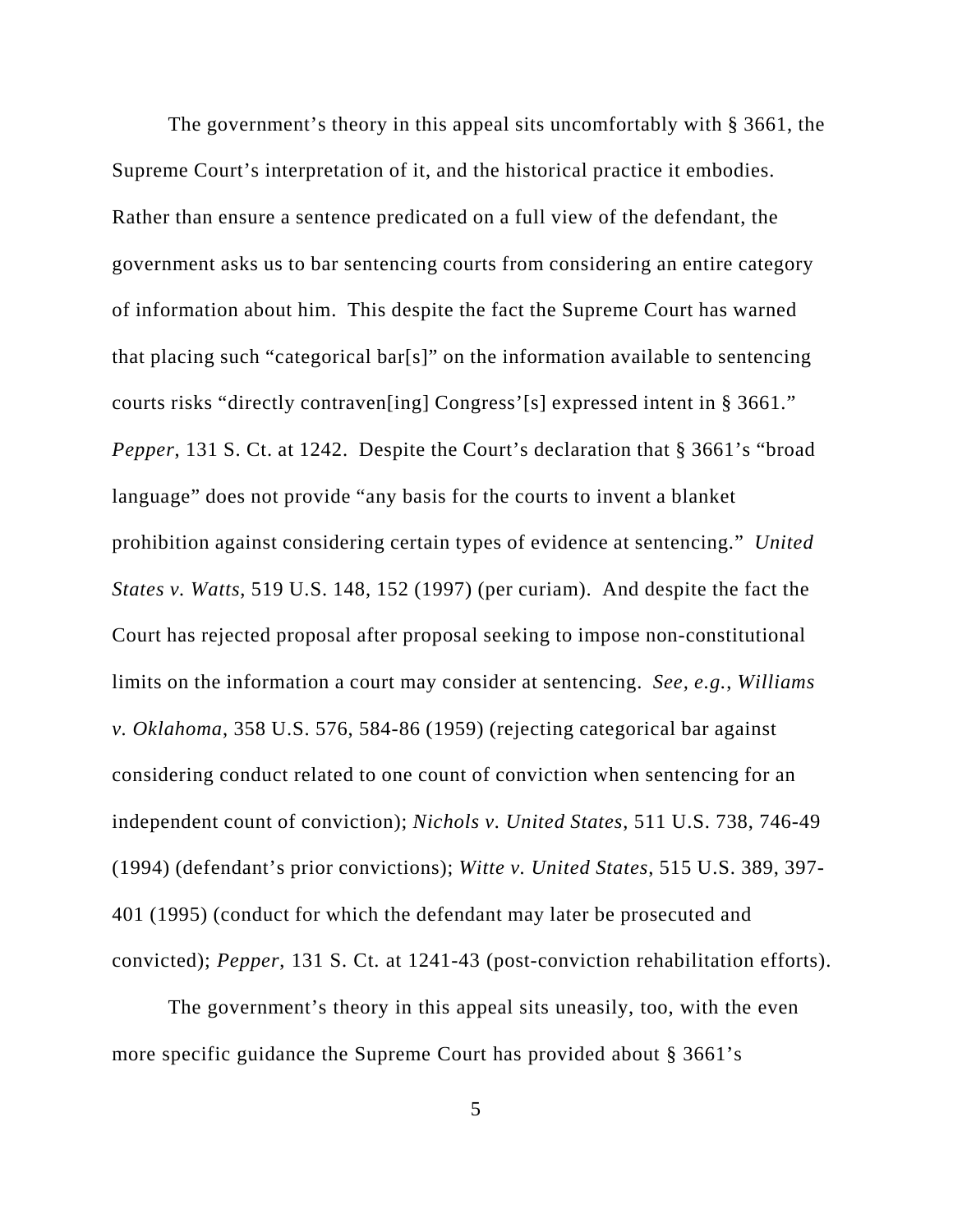The government's theory in this appeal sits uncomfortably with § 3661, the Supreme Court's interpretation of it, and the historical practice it embodies. Rather than ensure a sentence predicated on a full view of the defendant, the government asks us to bar sentencing courts from considering an entire category of information about him. This despite the fact the Supreme Court has warned that placing such "categorical bar[s]" on the information available to sentencing courts risks "directly contraven[ing] Congress'[s] expressed intent in § 3661." *Pepper*, 131 S. Ct. at 1242. Despite the Court's declaration that § 3661's "broad language" does not provide "any basis for the courts to invent a blanket prohibition against considering certain types of evidence at sentencing." *United States v. Watts*, 519 U.S. 148, 152 (1997) (per curiam). And despite the fact the Court has rejected proposal after proposal seeking to impose non-constitutional limits on the information a court may consider at sentencing. *See, e.g.*, *Williams v. Oklahoma*, 358 U.S. 576, 584-86 (1959) (rejecting categorical bar against considering conduct related to one count of conviction when sentencing for an independent count of conviction); *Nichols v. United States*, 511 U.S. 738, 746-49 (1994) (defendant's prior convictions); *Witte v. United States*, 515 U.S. 389, 397-401 (1995) (conduct for which the defendant may later be prosecuted and convicted); *Pepper*, 131 S. Ct. at 1241-43 (post-conviction rehabilitation efforts).

The government's theory in this appeal sits uneasily, too, with the even more specific guidance the Supreme Court has provided about § 3661's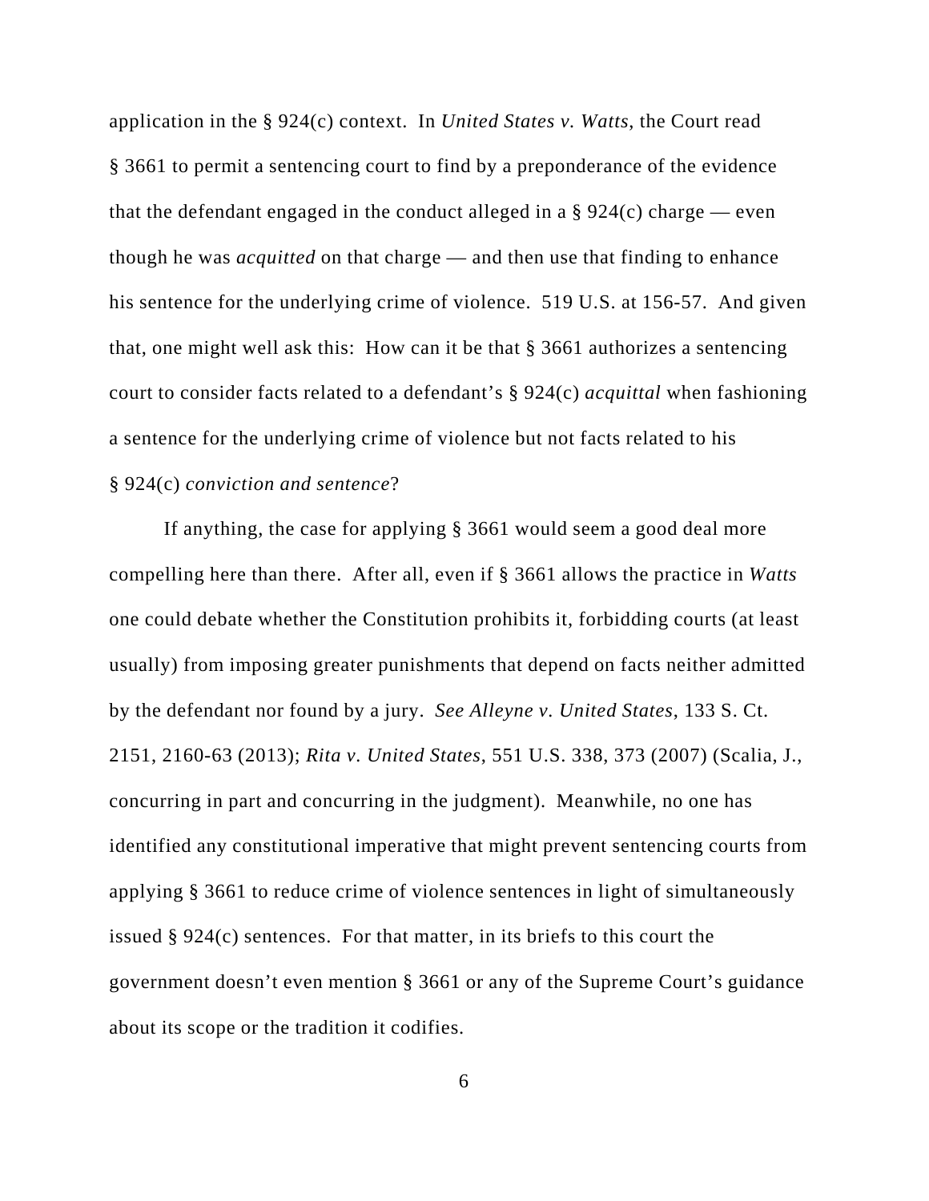application in the § 924(c) context. In *United States v. Watts*, the Court read § 3661 to permit a sentencing court to find by a preponderance of the evidence that the defendant engaged in the conduct alleged in a § 924(c) charge — even though he was *acquitted* on that charge — and then use that finding to enhance his sentence for the underlying crime of violence. 519 U.S. at 156-57. And given that, one might well ask this: How can it be that § 3661 authorizes a sentencing court to consider facts related to a defendant's § 924(c) *acquittal* when fashioning a sentence for the underlying crime of violence but not facts related to his § 924(c) *conviction and sentence*?

If anything, the case for applying § 3661 would seem a good deal more compelling here than there. After all, even if § 3661 allows the practice in *Watts* one could debate whether the Constitution prohibits it, forbidding courts (at least usually) from imposing greater punishments that depend on facts neither admitted by the defendant nor found by a jury. *See Alleyne v. United States*, 133 S. Ct. 2151, 2160-63 (2013); *Rita v. United States*, 551 U.S. 338, 373 (2007) (Scalia, J., concurring in part and concurring in the judgment). Meanwhile, no one has identified any constitutional imperative that might prevent sentencing courts from applying § 3661 to reduce crime of violence sentences in light of simultaneously issued § 924(c) sentences. For that matter, in its briefs to this court the government doesn't even mention § 3661 or any of the Supreme Court's guidance about its scope or the tradition it codifies.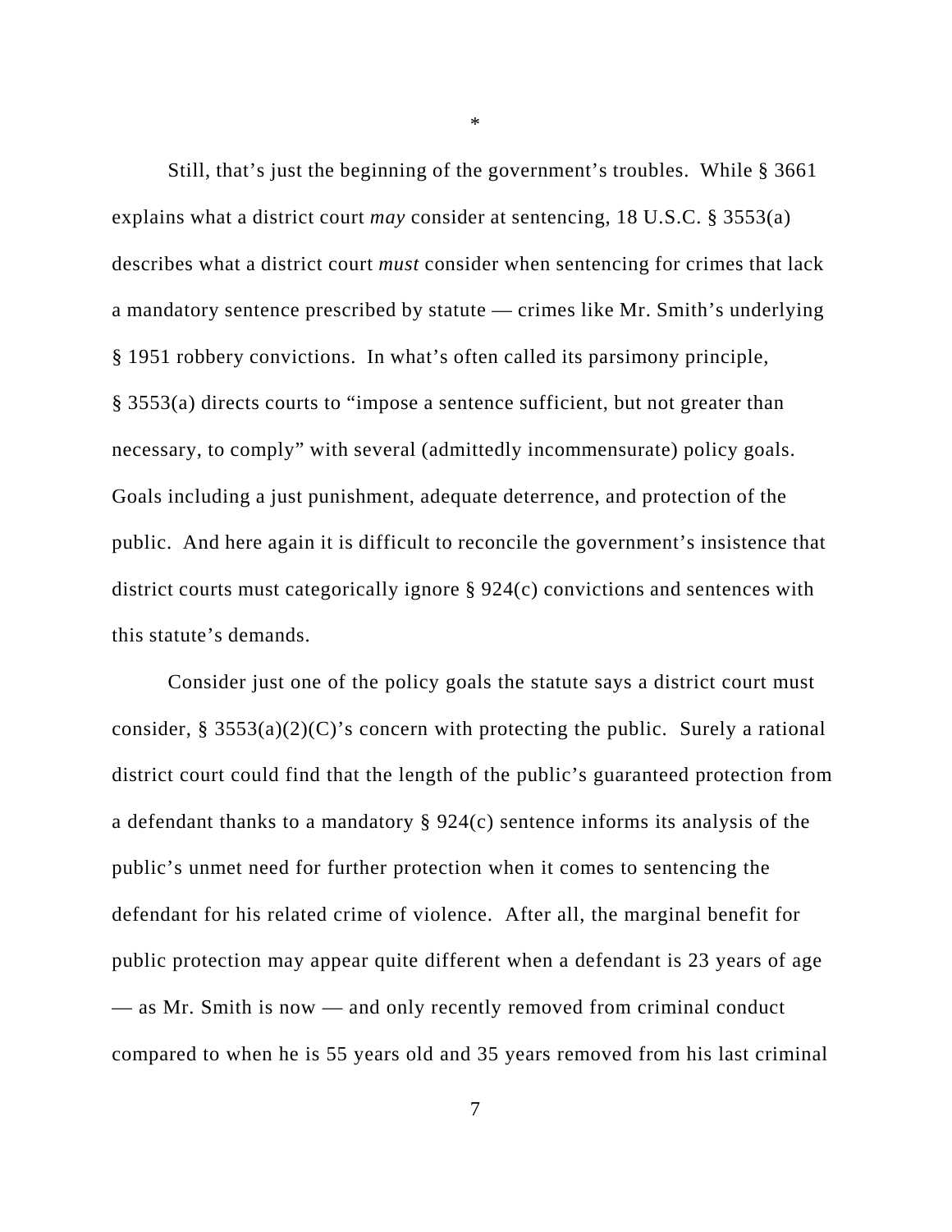*

Still, that's just the beginning of the government's troubles. While § 3661 explains what a district court *may* consider at sentencing, 18 U.S.C. § 3553(a) describes what a district court *must* consider when sentencing for crimes that lack a mandatory sentence prescribed by statute — crimes like Mr. Smith's underlying § 1951 robbery convictions. In what's often called its parsimony principle, § 3553(a) directs courts to "impose a sentence sufficient, but not greater than necessary, to comply" with several (admittedly incommensurate) policy goals. Goals including a just punishment, adequate deterrence, and protection of the public. And here again it is difficult to reconcile the government's insistence that district courts must categorically ignore § 924(c) convictions and sentences with this statute's demands.

Consider just one of the policy goals the statute says a district court must consider, § 3553(a)(2)(C)'s concern with protecting the public. Surely a rational district court could find that the length of the public's guaranteed protection from a defendant thanks to a mandatory § 924(c) sentence informs its analysis of the public's unmet need for further protection when it comes to sentencing the defendant for his related crime of violence. After all, the marginal benefit for public protection may appear quite different when a defendant is 23 years of age — as Mr. Smith is now — and only recently removed from criminal conduct compared to when he is 55 years old and 35 years removed from his last criminal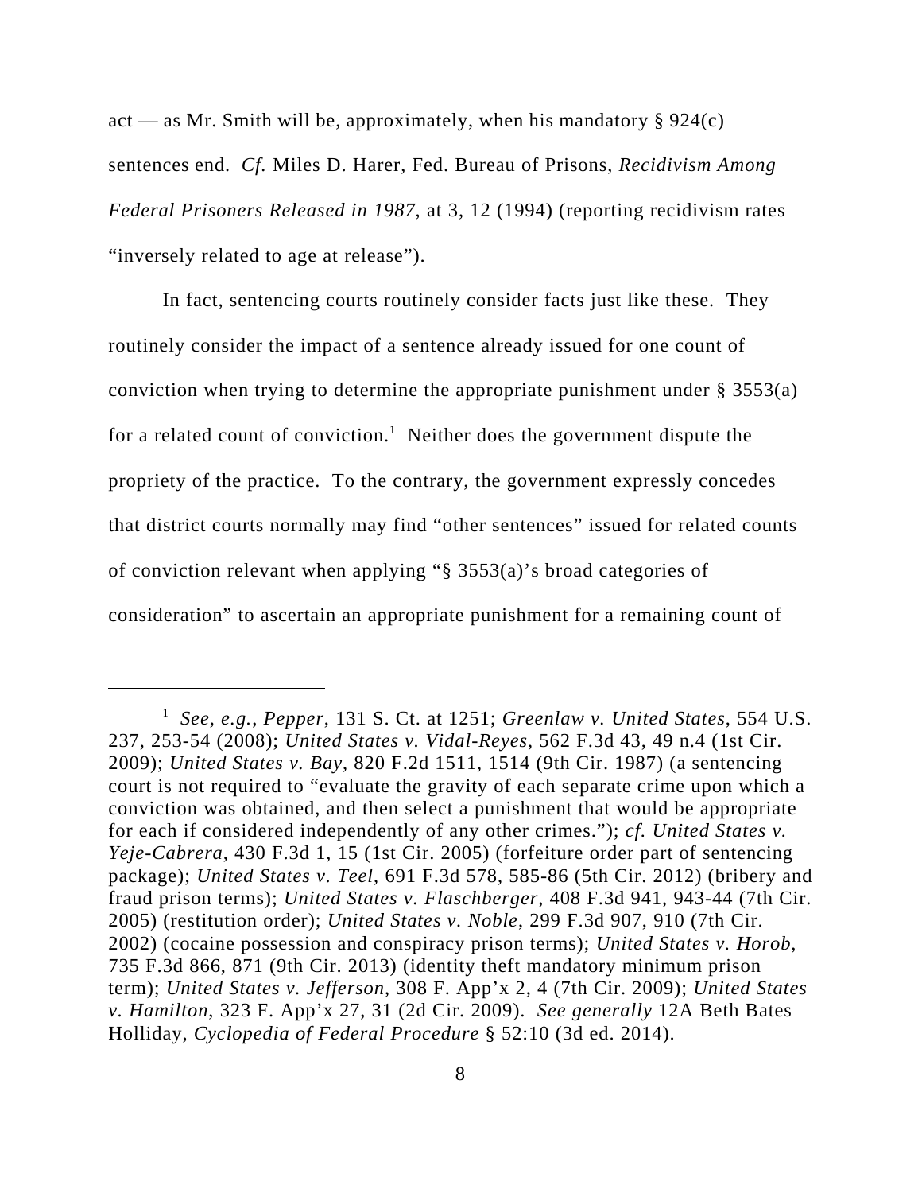act — as Mr. Smith will be, approximately, when his mandatory § 924(c) sentences end. *Cf.* Miles D. Harer, Fed. Bureau of Prisons, *Recidivism Among Federal Prisoners Released in 1987*, at 3, 12 (1994) (reporting recidivism rates "inversely related to age at release").

In fact, sentencing courts routinely consider facts just like these. They routinely consider the impact of a sentence already issued for one count of conviction when trying to determine the appropriate punishment under § 3553(a) for a related count of conviction.[1] Neither does the government dispute the propriety of the practice. To the contrary, the government expressly concedes that district courts normally may find "other sentences" issued for related counts of conviction relevant when applying "§ 3553(a)'s broad categories of consideration" to ascertain an appropriate punishment for a remaining count of

---

[1] *See, e.g.*, *Pepper*, 131 S. Ct. at 1251; *Greenlaw v. United States*, 554 U.S. 237, 253-54 (2008); *United States v. Vidal-Reyes*, 562 F.3d 43, 49 n.4 (1st Cir. 2009); *United States v. Bay*, 820 F.2d 1511, 1514 (9th Cir. 1987) (a sentencing court is not required to "evaluate the gravity of each separate crime upon which a conviction was obtained, and then select a punishment that would be appropriate for each if considered independently of any other crimes."); *cf. United States v. Yeje-Cabrera*, 430 F.3d 1, 15 (1st Cir. 2005) (forfeiture order part of sentencing package); *United States v. Teel*, 691 F.3d 578, 585-86 (5th Cir. 2012) (bribery and fraud prison terms); *United States v. Flaschberger*, 408 F.3d 941, 943-44 (7th Cir. 2005) (restitution order); *United States v. Noble*, 299 F.3d 907, 910 (7th Cir. 2002) (cocaine possession and conspiracy prison terms); *United States v. Horob*, 735 F.3d 866, 871 (9th Cir. 2013) (identity theft mandatory minimum prison term); *United States v. Jefferson*, 308 F. App'x 2, 4 (7th Cir. 2009); *United States v. Hamilton*, 323 F. App'x 27, 31 (2d Cir. 2009). *See generally* 12A Beth Bates Holliday, *Cyclopedia of Federal Procedure* § 52:10 (3d ed. 2014).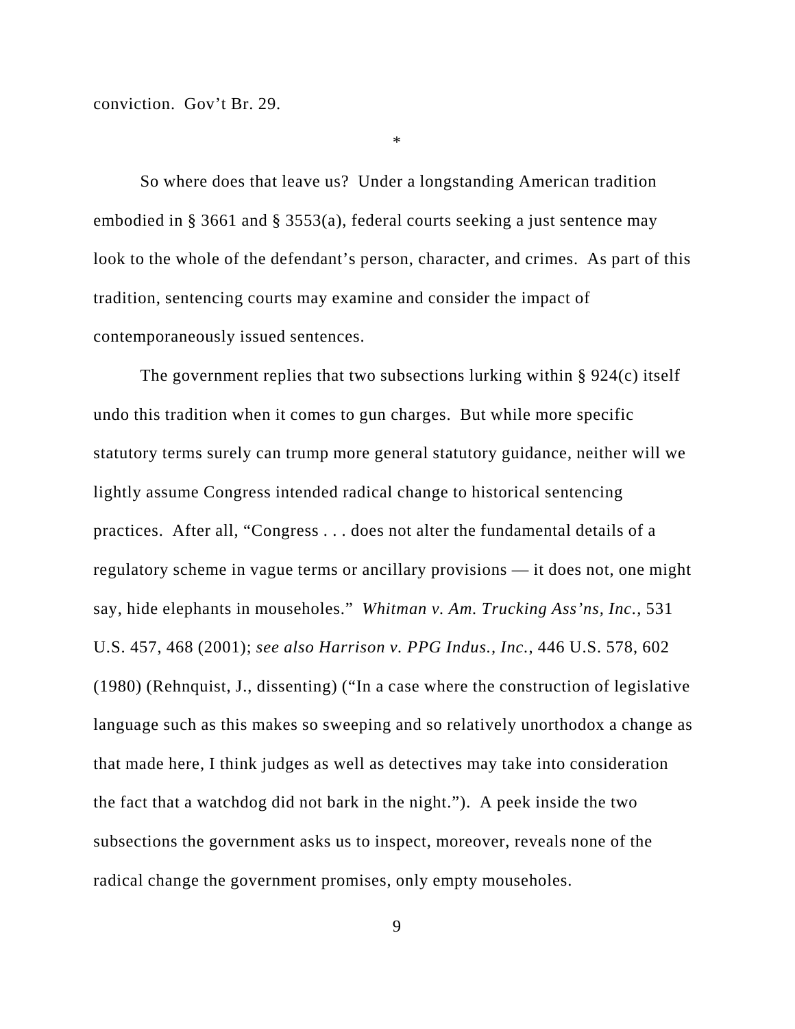conviction. Gov't Br. 29.

*

So where does that leave us? Under a longstanding American tradition embodied in § 3661 and § 3553(a), federal courts seeking a just sentence may look to the whole of the defendant's person, character, and crimes. As part of this tradition, sentencing courts may examine and consider the impact of contemporaneously issued sentences.

The government replies that two subsections lurking within § 924(c) itself undo this tradition when it comes to gun charges. But while more specific statutory terms surely can trump more general statutory guidance, neither will we lightly assume Congress intended radical change to historical sentencing practices. After all, "Congress . . . does not alter the fundamental details of a regulatory scheme in vague terms or ancillary provisions — it does not, one might say, hide elephants in mouseholes." *Whitman v. Am. Trucking Ass'ns, Inc.*, 531 U.S. 457, 468 (2001); *see also Harrison v. PPG Indus., Inc.*, 446 U.S. 578, 602 (1980) (Rehnquist, J., dissenting) ("In a case where the construction of legislative language such as this makes so sweeping and so relatively unorthodox a change as that made here, I think judges as well as detectives may take into consideration the fact that a watchdog did not bark in the night."). A peek inside the two subsections the government asks us to inspect, moreover, reveals none of the radical change the government promises, only empty mouseholes.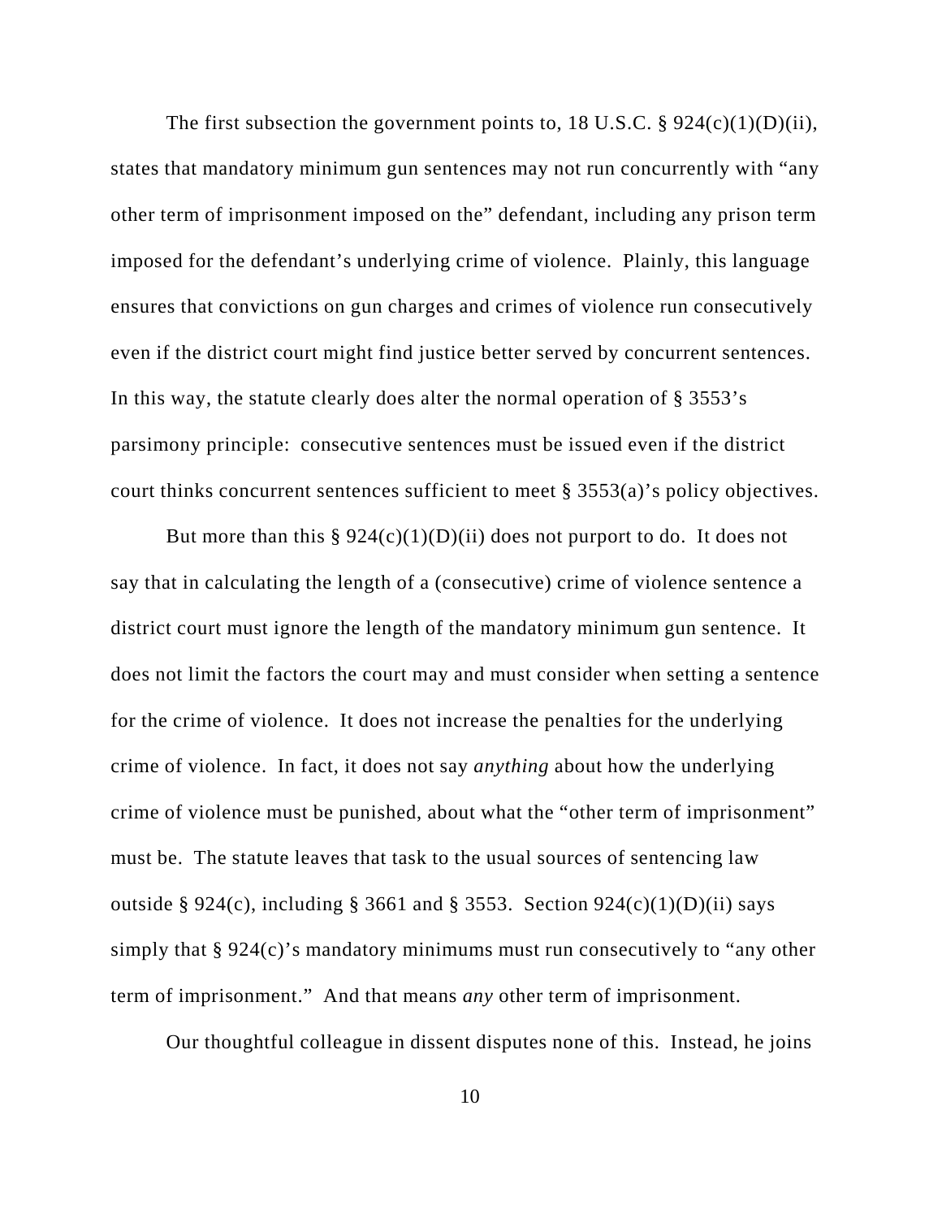The first subsection the government points to, 18 U.S.C. § 924(c)(1)(D)(ii), states that mandatory minimum gun sentences may not run concurrently with "any other term of imprisonment imposed on the" defendant, including any prison term imposed for the defendant's underlying crime of violence. Plainly, this language ensures that convictions on gun charges and crimes of violence run consecutively even if the district court might find justice better served by concurrent sentences. In this way, the statute clearly does alter the normal operation of § 3553's parsimony principle: consecutive sentences must be issued even if the district court thinks concurrent sentences sufficient to meet § 3553(a)'s policy objectives.

But more than this § 924(c)(1)(D)(ii) does not purport to do. It does not say that in calculating the length of a (consecutive) crime of violence sentence a district court must ignore the length of the mandatory minimum gun sentence. It does not limit the factors the court may and must consider when setting a sentence for the crime of violence. It does not increase the penalties for the underlying crime of violence. In fact, it does not say *anything* about how the underlying crime of violence must be punished, about what the "other term of imprisonment" must be. The statute leaves that task to the usual sources of sentencing law outside § 924(c), including § 3661 and § 3553. Section 924(c)(1)(D)(ii) says simply that § 924(c)'s mandatory minimums must run consecutively to "any other term of imprisonment." And that means *any* other term of imprisonment.

Our thoughtful colleague in dissent disputes none of this. Instead, he joins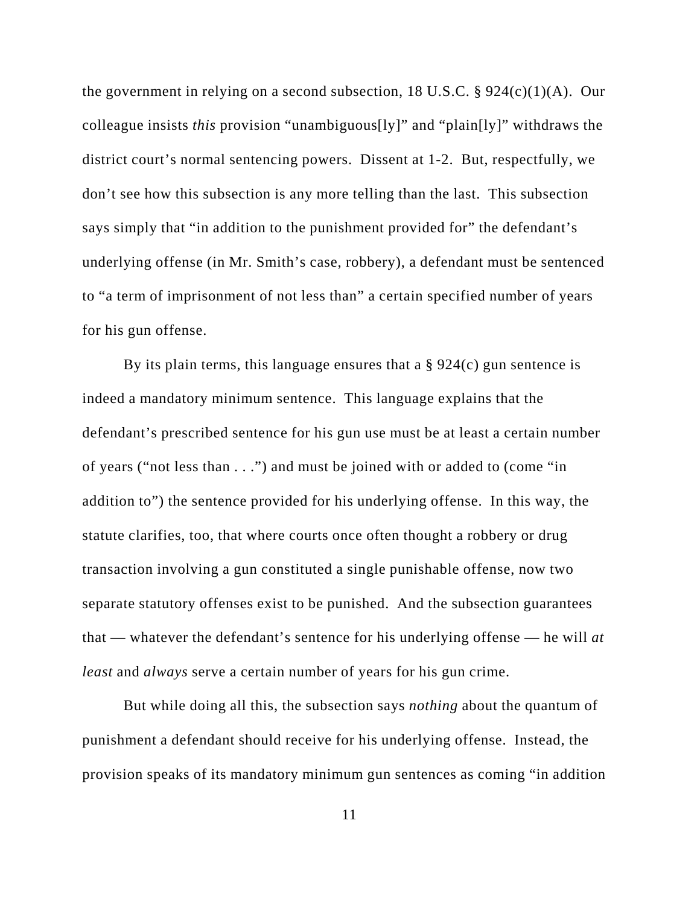the government in relying on a second subsection, 18 U.S.C. § 924(c)(1)(A). Our colleague insists *this* provision "unambiguous[ly]" and "plain[ly]" withdraws the district court's normal sentencing powers. Dissent at 1-2. But, respectfully, we don't see how this subsection is any more telling than the last. This subsection says simply that "in addition to the punishment provided for" the defendant's underlying offense (in Mr. Smith's case, robbery), a defendant must be sentenced to "a term of imprisonment of not less than" a certain specified number of years for his gun offense.

By its plain terms, this language ensures that a § 924(c) gun sentence is indeed a mandatory minimum sentence. This language explains that the defendant's prescribed sentence for his gun use must be at least a certain number of years ("not less than . . .") and must be joined with or added to (come "in addition to") the sentence provided for his underlying offense. In this way, the statute clarifies, too, that where courts once often thought a robbery or drug transaction involving a gun constituted a single punishable offense, now two separate statutory offenses exist to be punished. And the subsection guarantees that — whatever the defendant's sentence for his underlying offense — he will *at least* and *always* serve a certain number of years for his gun crime.

But while doing all this, the subsection says *nothing* about the quantum of punishment a defendant should receive for his underlying offense. Instead, the provision speaks of its mandatory minimum gun sentences as coming "in addition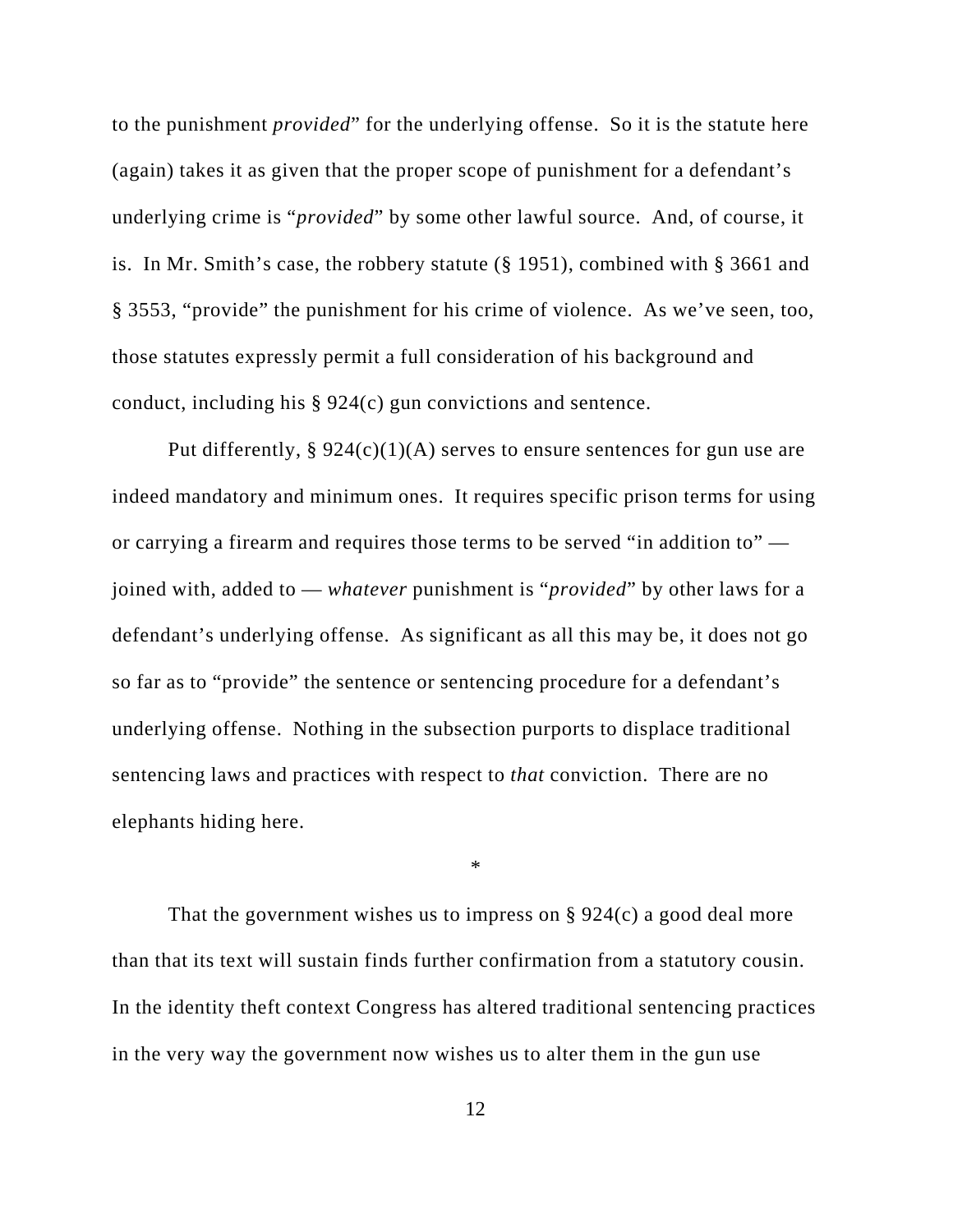to the punishment *provided*" for the underlying offense. So it is the statute here (again) takes it as given that the proper scope of punishment for a defendant's underlying crime is "*provided*" by some other lawful source. And, of course, it is. In Mr. Smith's case, the robbery statute (§ 1951), combined with § 3661 and § 3553, "provide" the punishment for his crime of violence. As we've seen, too, those statutes expressly permit a full consideration of his background and conduct, including his § 924(c) gun convictions and sentence.

Put differently, § 924(c)(1)(A) serves to ensure sentences for gun use are indeed mandatory and minimum ones. It requires specific prison terms for using or carrying a firearm and requires those terms to be served "in addition to" — joined with, added to — *whatever* punishment is "*provided*" by other laws for a defendant's underlying offense. As significant as all this may be, it does not go so far as to "provide" the sentence or sentencing procedure for a defendant's underlying offense. Nothing in the subsection purports to displace traditional sentencing laws and practices with respect to *that* conviction. There are no elephants hiding here.

*

That the government wishes us to impress on § 924(c) a good deal more than that its text will sustain finds further confirmation from a statutory cousin. In the identity theft context Congress has altered traditional sentencing practices in the very way the government now wishes us to alter them in the gun use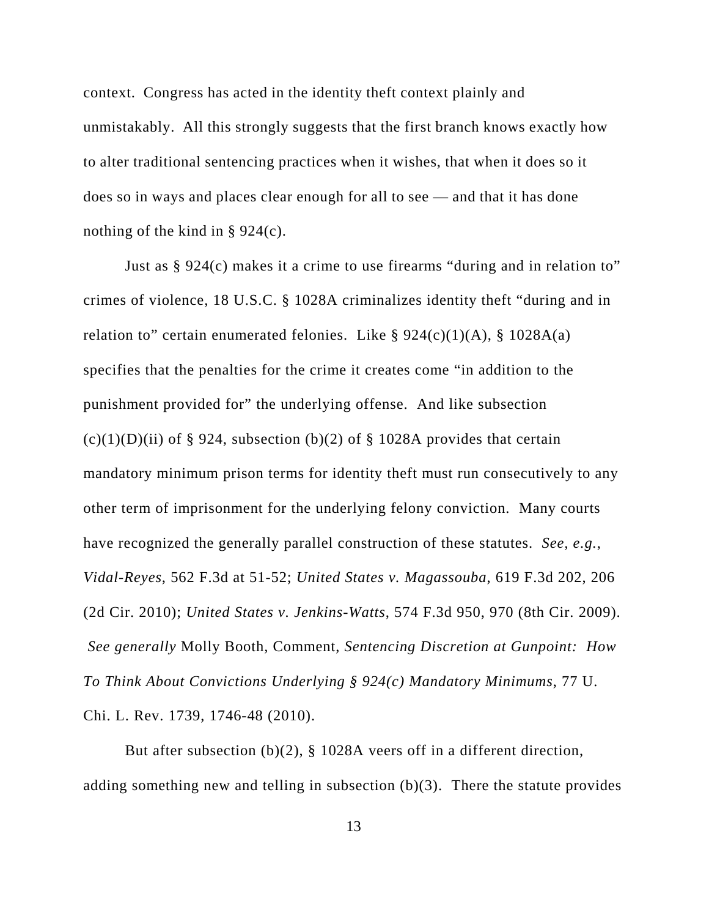context. Congress has acted in the identity theft context plainly and unmistakably. All this strongly suggests that the first branch knows exactly how to alter traditional sentencing practices when it wishes, that when it does so it does so in ways and places clear enough for all to see — and that it has done nothing of the kind in § 924(c).

Just as § 924(c) makes it a crime to use firearms "during and in relation to" crimes of violence, 18 U.S.C. § 1028A criminalizes identity theft "during and in relation to" certain enumerated felonies. Like § 924(c)(1)(A), § 1028A(a) specifies that the penalties for the crime it creates come "in addition to the punishment provided for" the underlying offense. And like subsection (c)(1)(D)(ii) of § 924, subsection (b)(2) of § 1028A provides that certain mandatory minimum prison terms for identity theft must run consecutively to any other term of imprisonment for the underlying felony conviction. Many courts have recognized the generally parallel construction of these statutes. *See, e.g.*, *Vidal-Reyes*, 562 F.3d at 51-52; *United States v. Magassouba*, 619 F.3d 202, 206 (2d Cir. 2010); *United States v. Jenkins-Watts*, 574 F.3d 950, 970 (8th Cir. 2009). *See generally* Molly Booth, Comment, *Sentencing Discretion at Gunpoint: How To Think About Convictions Underlying § 924(c) Mandatory Minimums*, 77 U. Chi. L. Rev. 1739, 1746-48 (2010).

But after subsection (b)(2), § 1028A veers off in a different direction, adding something new and telling in subsection (b)(3). There the statute provides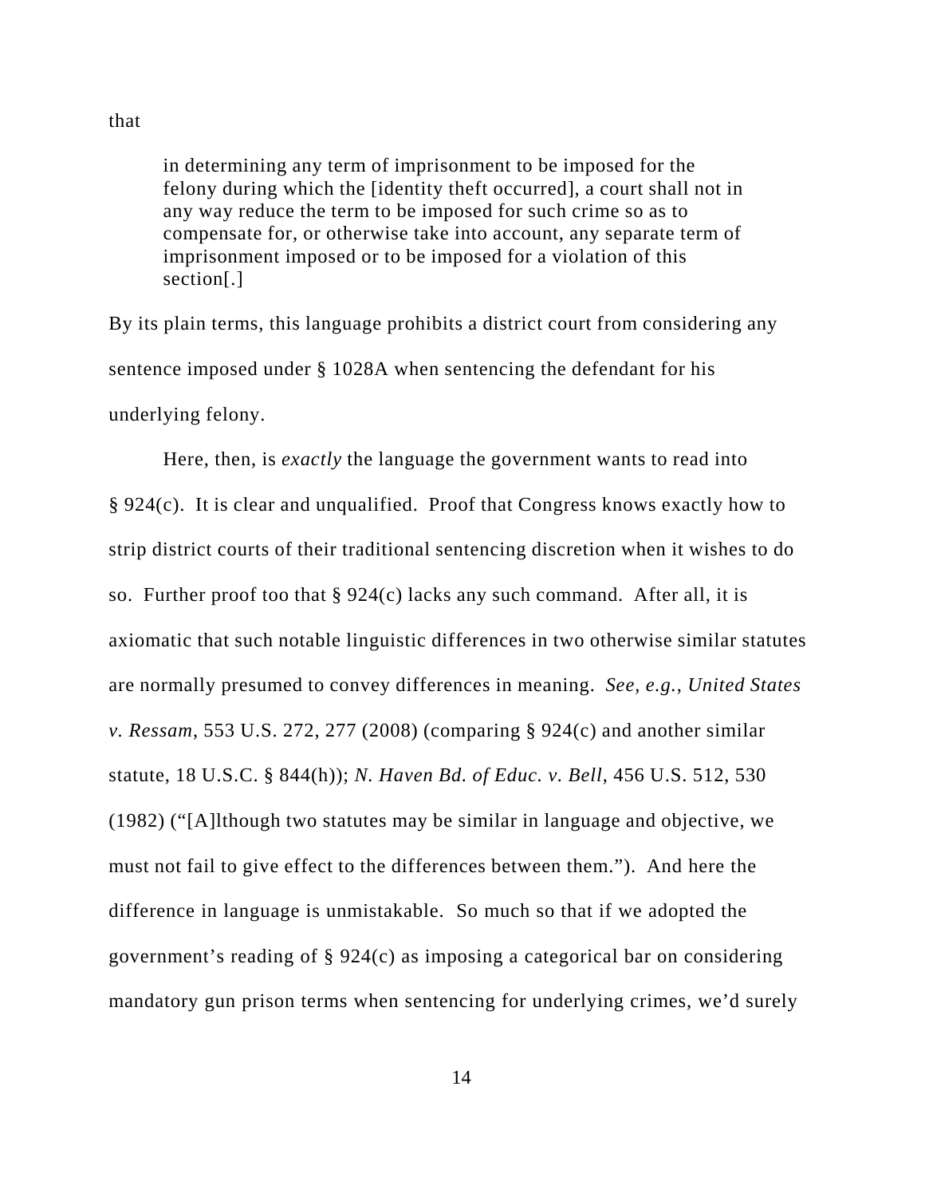that

> in determining any term of imprisonment to be imposed for the felony during which the [identity theft occurred], a court shall not in any way reduce the term to be imposed for such crime so as to compensate for, or otherwise take into account, any separate term of imprisonment imposed or to be imposed for a violation of this section[.]

By its plain terms, this language prohibits a district court from considering any sentence imposed under § 1028A when sentencing the defendant for his underlying felony.

Here, then, is *exactly* the language the government wants to read into § 924(c). It is clear and unqualified. Proof that Congress knows exactly how to strip district courts of their traditional sentencing discretion when it wishes to do so. Further proof too that § 924(c) lacks any such command. After all, it is axiomatic that such notable linguistic differences in two otherwise similar statutes are normally presumed to convey differences in meaning. *See, e.g.*, *United States v. Ressam*, 553 U.S. 272, 277 (2008) (comparing § 924(c) and another similar statute, 18 U.S.C. § 844(h)); *N. Haven Bd. of Educ. v. Bell*, 456 U.S. 512, 530 (1982) ("[A]lthough two statutes may be similar in language and objective, we must not fail to give effect to the differences between them."). And here the difference in language is unmistakable. So much so that if we adopted the government's reading of § 924(c) as imposing a categorical bar on considering mandatory gun prison terms when sentencing for underlying crimes, we'd surely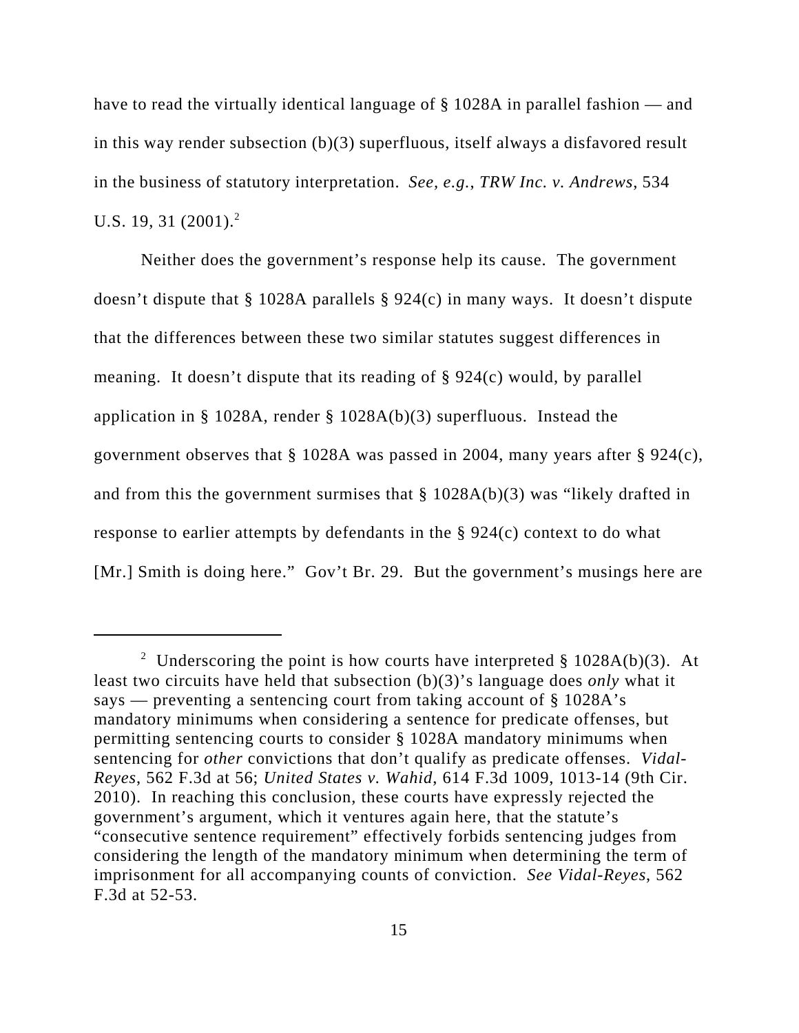have to read the virtually identical language of § 1028A in parallel fashion — and in this way render subsection (b)(3) superfluous, itself always a disfavored result in the business of statutory interpretation. *See, e.g.*, *TRW Inc. v. Andrews*, 534 U.S. 19, 31 (2001).[2]

Neither does the government's response help its cause. The government doesn't dispute that § 1028A parallels § 924(c) in many ways. It doesn't dispute that the differences between these two similar statutes suggest differences in meaning. It doesn't dispute that its reading of § 924(c) would, by parallel application in § 1028A, render § 1028A(b)(3) superfluous. Instead the government observes that § 1028A was passed in 2004, many years after § 924(c), and from this the government surmises that § 1028A(b)(3) was "likely drafted in response to earlier attempts by defendants in the § 924(c) context to do what [Mr.] Smith is doing here." Gov't Br. 29. But the government's musings here are

---

[2] Underscoring the point is how courts have interpreted § 1028A(b)(3). At least two circuits have held that subsection (b)(3)'s language does *only* what it says — preventing a sentencing court from taking account of § 1028A's mandatory minimums when considering a sentence for predicate offenses, but permitting sentencing courts to consider § 1028A mandatory minimums when sentencing for *other* convictions that don't qualify as predicate offenses. *Vidal-Reyes*, 562 F.3d at 56; *United States v. Wahid*, 614 F.3d 1009, 1013-14 (9th Cir. 2010). In reaching this conclusion, these courts have expressly rejected the government's argument, which it ventures again here, that the statute's "consecutive sentence requirement" effectively forbids sentencing judges from considering the length of the mandatory minimum when determining the term of imprisonment for all accompanying counts of conviction. *See Vidal-Reyes*, 562 F.3d at 52-53.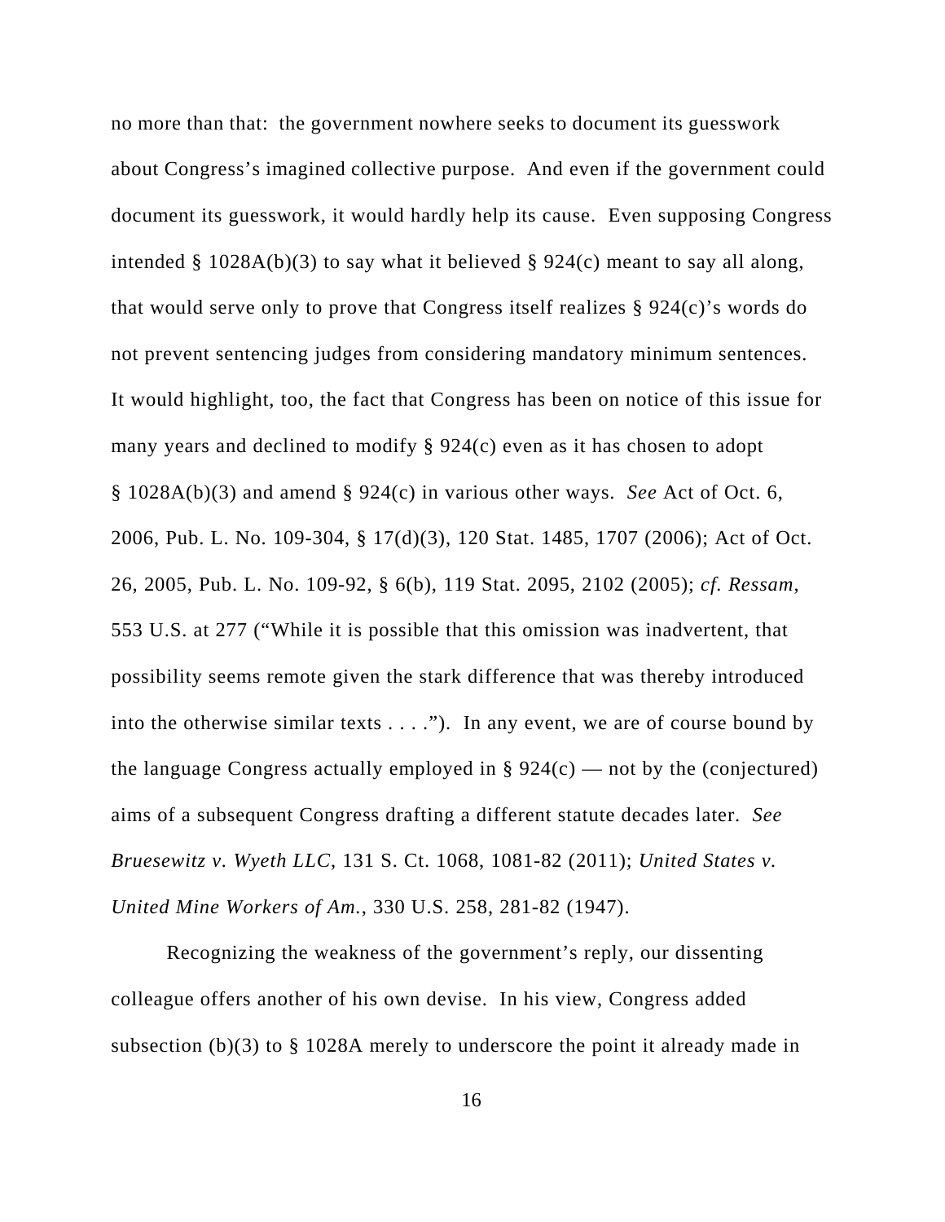no more than that: the government nowhere seeks to document its guesswork about Congress's imagined collective purpose. And even if the government could document its guesswork, it would hardly help its cause. Even supposing Congress intended § 1028A(b)(3) to say what it believed § 924(c) meant to say all along, that would serve only to prove that Congress itself realizes § 924(c)'s words do not prevent sentencing judges from considering mandatory minimum sentences. It would highlight, too, the fact that Congress has been on notice of this issue for many years and declined to modify § 924(c) even as it has chosen to adopt § 1028A(b)(3) and amend § 924(c) in various other ways. *See* Act of Oct. 6, 2006, Pub. L. No. 109-304, § 17(d)(3), 120 Stat. 1485, 1707 (2006); Act of Oct. 26, 2005, Pub. L. No. 109-92, § 6(b), 119 Stat. 2095, 2102 (2005); *cf. Ressam*, 553 U.S. at 277 ("While it is possible that this omission was inadvertent, that possibility seems remote given the stark difference that was thereby introduced into the otherwise similar texts . . . ."). In any event, we are of course bound by the language Congress actually employed in § 924(c) — not by the (conjectured) aims of a subsequent Congress drafting a different statute decades later. *See Bruesewitz v. Wyeth LLC*, 131 S. Ct. 1068, 1081-82 (2011); *United States v. United Mine Workers of Am.*, 330 U.S. 258, 281-82 (1947).

Recognizing the weakness of the government's reply, our dissenting colleague offers another of his own devise. In his view, Congress added subsection (b)(3) to § 1028A merely to underscore the point it already made in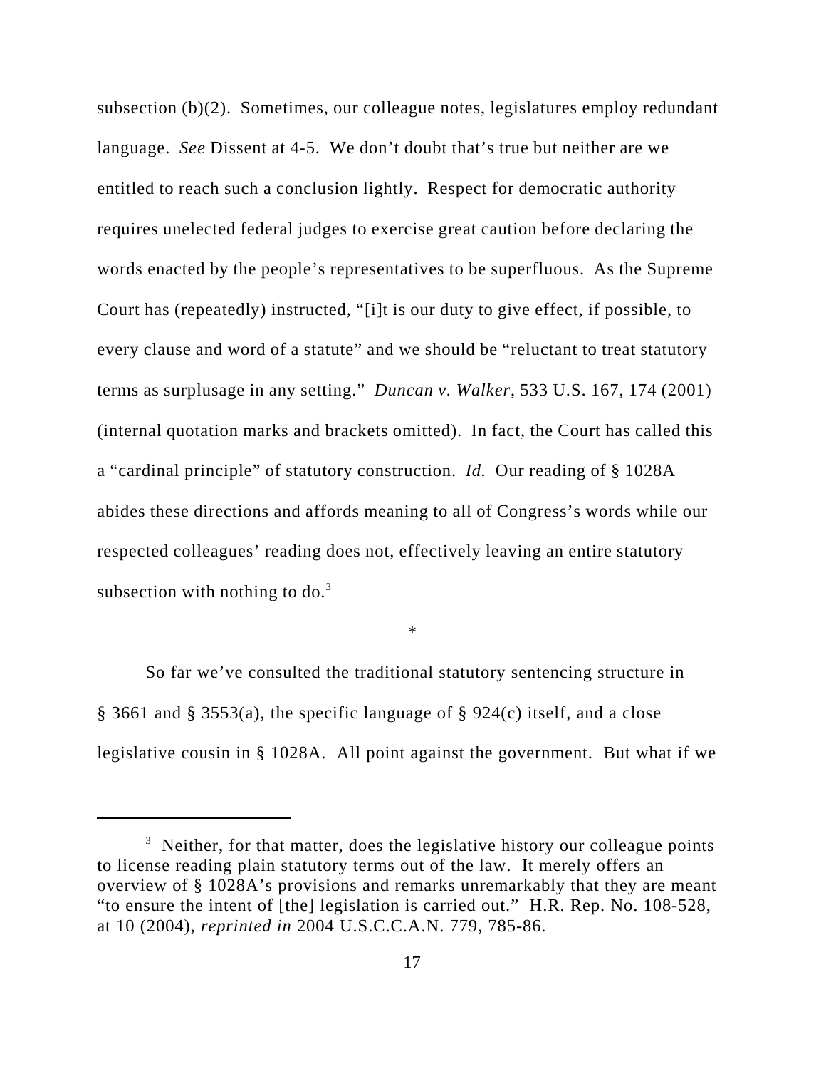subsection (b)(2). Sometimes, our colleague notes, legislatures employ redundant language. *See* Dissent at 4-5. We don't doubt that's true but neither are we entitled to reach such a conclusion lightly. Respect for democratic authority requires unelected federal judges to exercise great caution before declaring the words enacted by the people's representatives to be superfluous. As the Supreme Court has (repeatedly) instructed, "[i]t is our duty to give effect, if possible, to every clause and word of a statute" and we should be "reluctant to treat statutory terms as surplusage in any setting." *Duncan v. Walker*, 533 U.S. 167, 174 (2001) (internal quotation marks and brackets omitted). In fact, the Court has called this a "cardinal principle" of statutory construction. *Id.* Our reading of § 1028A abides these directions and affords meaning to all of Congress's words while our respected colleagues' reading does not, effectively leaving an entire statutory subsection with nothing to do.[3]

*

So far we've consulted the traditional statutory sentencing structure in § 3661 and § 3553(a), the specific language of § 924(c) itself, and a close legislative cousin in § 1028A. All point against the government. But what if we

---

[3] Neither, for that matter, does the legislative history our colleague points to license reading plain statutory terms out of the law. It merely offers an overview of § 1028A's provisions and remarks unremarkably that they are meant "to ensure the intent of [the] legislation is carried out." H.R. Rep. No. 108-528, at 10 (2004), *reprinted in* 2004 U.S.C.C.A.N. 779, 785-86.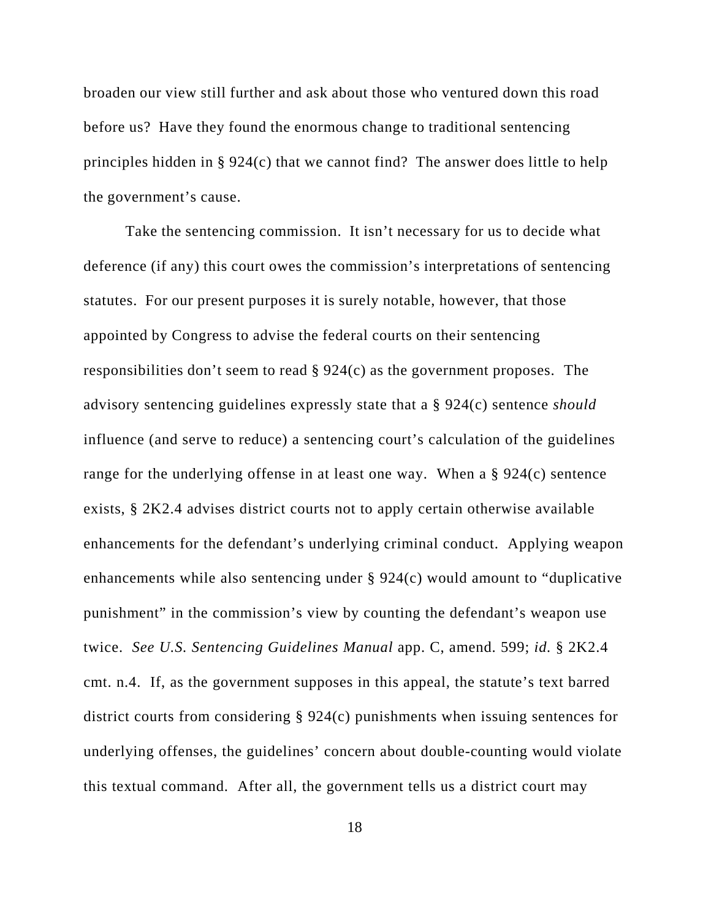broaden our view still further and ask about those who ventured down this road before us? Have they found the enormous change to traditional sentencing principles hidden in § 924(c) that we cannot find? The answer does little to help the government's cause.

Take the sentencing commission. It isn't necessary for us to decide what deference (if any) this court owes the commission's interpretations of sentencing statutes. For our present purposes it is surely notable, however, that those appointed by Congress to advise the federal courts on their sentencing responsibilities don't seem to read § 924(c) as the government proposes. The advisory sentencing guidelines expressly state that a § 924(c) sentence *should* influence (and serve to reduce) a sentencing court's calculation of the guidelines range for the underlying offense in at least one way. When a § 924(c) sentence exists, § 2K2.4 advises district courts not to apply certain otherwise available enhancements for the defendant's underlying criminal conduct. Applying weapon enhancements while also sentencing under § 924(c) would amount to "duplicative punishment" in the commission's view by counting the defendant's weapon use twice. *See U.S. Sentencing Guidelines Manual* app. C, amend. 599; *id.* § 2K2.4 cmt. n.4. If, as the government supposes in this appeal, the statute's text barred district courts from considering § 924(c) punishments when issuing sentences for underlying offenses, the guidelines' concern about double-counting would violate this textual command. After all, the government tells us a district court may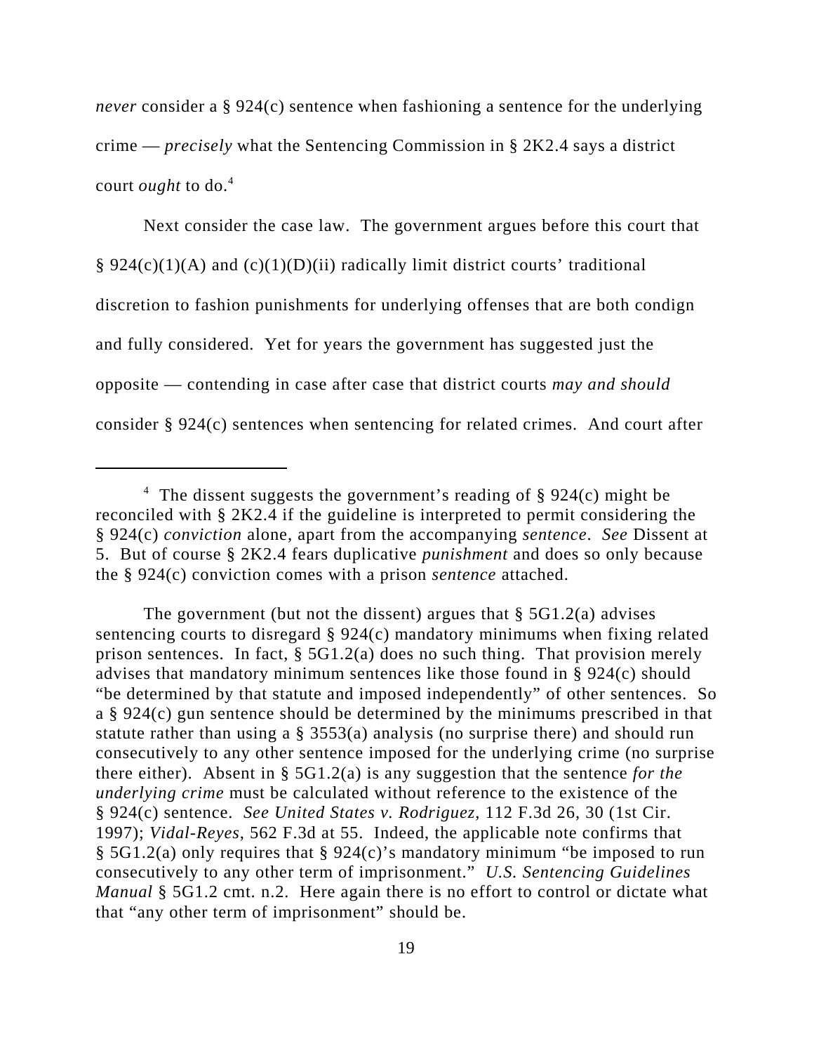*never* consider a § 924(c) sentence when fashioning a sentence for the underlying crime — *precisely* what the Sentencing Commission in § 2K2.4 says a district court *ought* to do.[4]

Next consider the case law. The government argues before this court that § 924(c)(1)(A) and (c)(1)(D)(ii) radically limit district courts' traditional discretion to fashion punishments for underlying offenses that are both condign and fully considered. Yet for years the government has suggested just the opposite — contending in case after case that district courts *may and should* consider § 924(c) sentences when sentencing for related crimes. And court after

---

[4] The dissent suggests the government's reading of § 924(c) might be reconciled with § 2K2.4 if the guideline is interpreted to permit considering the § 924(c) *conviction* alone, apart from the accompanying *sentence*. *See* Dissent at 5. But of course § 2K2.4 fears duplicative *punishment* and does so only because the § 924(c) conviction comes with a prison *sentence* attached.

The government (but not the dissent) argues that § 5G1.2(a) advises sentencing courts to disregard § 924(c) mandatory minimums when fixing related prison sentences. In fact, § 5G1.2(a) does no such thing. That provision merely advises that mandatory minimum sentences like those found in § 924(c) should "be determined by that statute and imposed independently" of other sentences. So a § 924(c) gun sentence should be determined by the minimums prescribed in that statute rather than using a § 3553(a) analysis (no surprise there) and should run consecutively to any other sentence imposed for the underlying crime (no surprise there either). Absent in § 5G1.2(a) is any suggestion that the sentence *for the underlying crime* must be calculated without reference to the existence of the § 924(c) sentence. *See United States v. Rodriguez*, 112 F.3d 26, 30 (1st Cir. 1997); *Vidal-Reyes*, 562 F.3d at 55. Indeed, the applicable note confirms that § 5G1.2(a) only requires that § 924(c)'s mandatory minimum "be imposed to run consecutively to any other term of imprisonment." *U.S. Sentencing Guidelines Manual* § 5G1.2 cmt. n.2. Here again there is no effort to control or dictate what that "any other term of imprisonment" should be.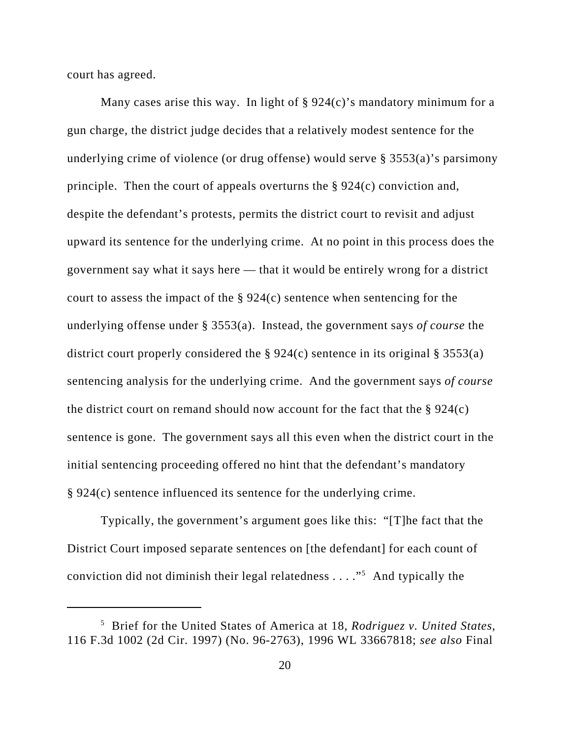court has agreed.

Many cases arise this way. In light of § 924(c)'s mandatory minimum for a gun charge, the district judge decides that a relatively modest sentence for the underlying crime of violence (or drug offense) would serve § 3553(a)'s parsimony principle. Then the court of appeals overturns the § 924(c) conviction and, despite the defendant's protests, permits the district court to revisit and adjust upward its sentence for the underlying crime. At no point in this process does the government say what it says here — that it would be entirely wrong for a district court to assess the impact of the § 924(c) sentence when sentencing for the underlying offense under § 3553(a). Instead, the government says *of course* the district court properly considered the § 924(c) sentence in its original § 3553(a) sentencing analysis for the underlying crime. And the government says *of course* the district court on remand should now account for the fact that the § 924(c) sentence is gone. The government says all this even when the district court in the initial sentencing proceeding offered no hint that the defendant's mandatory § 924(c) sentence influenced its sentence for the underlying crime.

Typically, the government's argument goes like this: "[T]he fact that the District Court imposed separate sentences on [the defendant] for each count of conviction did not diminish their legal relatedness . . . ."[5] And typically the

---

[5] Brief for the United States of America at 18, *Rodriguez v. United States*, 116 F.3d 1002 (2d Cir. 1997) (No. 96-2763), 1996 WL 33667818; *see also* Final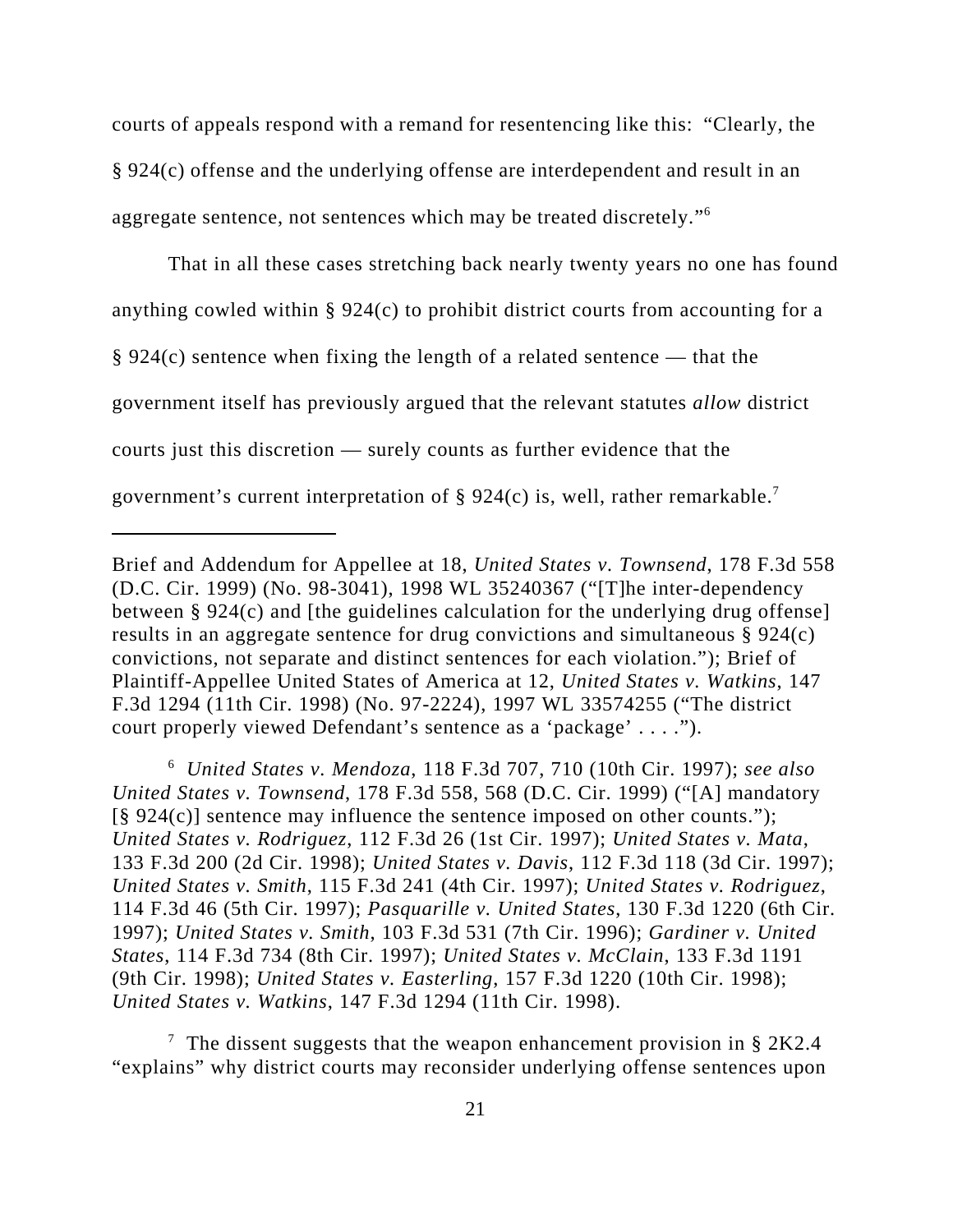courts of appeals respond with a remand for resentencing like this: "Clearly, the § 924(c) offense and the underlying offense are interdependent and result in an aggregate sentence, not sentences which may be treated discretely."[6]

That in all these cases stretching back nearly twenty years no one has found anything cowled within § 924(c) to prohibit district courts from accounting for a § 924(c) sentence when fixing the length of a related sentence — that the government itself has previously argued that the relevant statutes *allow* district courts just this discretion — surely counts as further evidence that the government's current interpretation of § 924(c) is, well, rather remarkable.[7]

---

Brief and Addendum for Appellee at 18, *United States v. Townsend*, 178 F.3d 558 (D.C. Cir. 1999) (No. 98-3041), 1998 WL 35240367 ("[T]he inter-dependency between § 924(c) and [the guidelines calculation for the underlying drug offense] results in an aggregate sentence for drug convictions and simultaneous § 924(c) convictions, not separate and distinct sentences for each violation."); Brief of Plaintiff-Appellee United States of America at 12, *United States v. Watkins*, 147 F.3d 1294 (11th Cir. 1998) (No. 97-2224), 1997 WL 33574255 ("The district court properly viewed Defendant's sentence as a 'package' . . . .").

[6] *United States v. Mendoza*, 118 F.3d 707, 710 (10th Cir. 1997); *see also United States v. Townsend*, 178 F.3d 558, 568 (D.C. Cir. 1999) ("[A] mandatory [§ 924(c)] sentence may influence the sentence imposed on other counts."); *United States v. Rodriguez*, 112 F.3d 26 (1st Cir. 1997); *United States v. Mata*, 133 F.3d 200 (2d Cir. 1998); *United States v. Davis*, 112 F.3d 118 (3d Cir. 1997); *United States v. Smith*, 115 F.3d 241 (4th Cir. 1997); *United States v. Rodriguez*, 114 F.3d 46 (5th Cir. 1997); *Pasquarille v. United States*, 130 F.3d 1220 (6th Cir. 1997); *United States v. Smith*, 103 F.3d 531 (7th Cir. 1996); *Gardiner v. United States*, 114 F.3d 734 (8th Cir. 1997); *United States v. McClain,* 133 F.3d 1191 (9th Cir. 1998); *United States v. Easterling*, 157 F.3d 1220 (10th Cir. 1998); *United States v. Watkins*, 147 F.3d 1294 (11th Cir. 1998).

[7] The dissent suggests that the weapon enhancement provision in § 2K2.4 "explains" why district courts may reconsider underlying offense sentences upon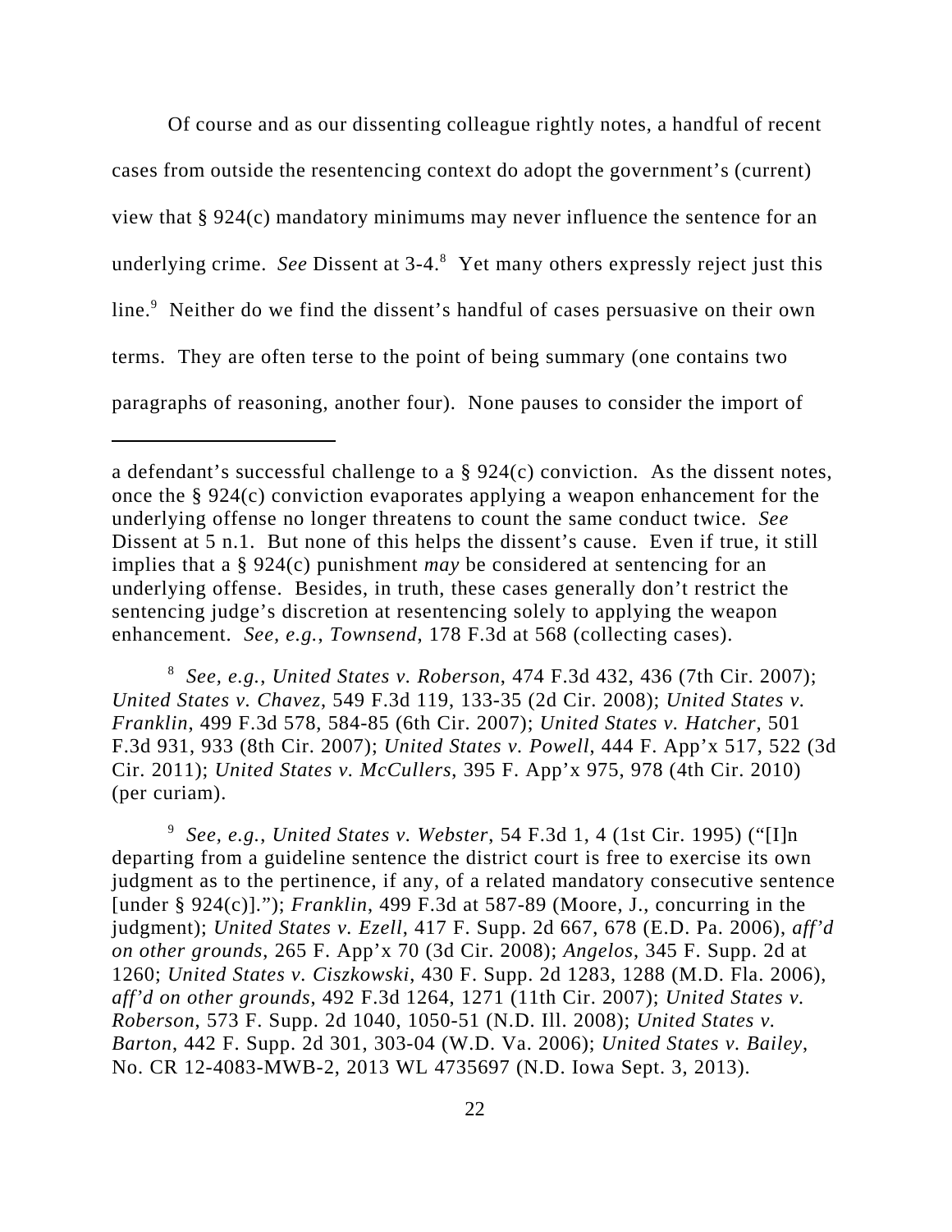Of course and as our dissenting colleague rightly notes, a handful of recent cases from outside the resentencing context do adopt the government's (current) view that § 924(c) mandatory minimums may never influence the sentence for an underlying crime. *See* Dissent at 3-4.[8] Yet many others expressly reject just this line.[9] Neither do we find the dissent's handful of cases persuasive on their own terms. They are often terse to the point of being summary (one contains two paragraphs of reasoning, another four). None pauses to consider the import of

---

a defendant's successful challenge to a § 924(c) conviction. As the dissent notes, once the § 924(c) conviction evaporates applying a weapon enhancement for the underlying offense no longer threatens to count the same conduct twice. *See* Dissent at 5 n.1. But none of this helps the dissent's cause. Even if true, it still implies that a § 924(c) punishment *may* be considered at sentencing for an underlying offense. Besides, in truth, these cases generally don't restrict the sentencing judge's discretion at resentencing solely to applying the weapon enhancement. *See, e.g.*, *Townsend*, 178 F.3d at 568 (collecting cases).

[8] *See, e.g.*, *United States v. Roberson*, 474 F.3d 432, 436 (7th Cir. 2007); *United States v. Chavez*, 549 F.3d 119, 133-35 (2d Cir. 2008); *United States v. Franklin*, 499 F.3d 578, 584-85 (6th Cir. 2007); *United States v. Hatcher*, 501 F.3d 931, 933 (8th Cir. 2007); *United States v. Powell*, 444 F. App'x 517, 522 (3d Cir. 2011); *United States v. McCullers*, 395 F. App'x 975, 978 (4th Cir. 2010) (per curiam).

[9] *See, e.g.*, *United States v. Webster*, 54 F.3d 1, 4 (1st Cir. 1995) ("[I]n departing from a guideline sentence the district court is free to exercise its own judgment as to the pertinence, if any, of a related mandatory consecutive sentence [under § 924(c)]."); *Franklin*, 499 F.3d at 587-89 (Moore, J., concurring in the judgment); *United States v. Ezell*, 417 F. Supp. 2d 667, 678 (E.D. Pa. 2006), *aff'd on other grounds*, 265 F. App'x 70 (3d Cir. 2008); *Angelos*, 345 F. Supp. 2d at 1260; *United States v. Ciszkowski*, 430 F. Supp. 2d 1283, 1288 (M.D. Fla. 2006), *aff'd on other grounds*, 492 F.3d 1264, 1271 (11th Cir. 2007); *United States v. Roberson*, 573 F. Supp. 2d 1040, 1050-51 (N.D. Ill. 2008); *United States v. Barton*, 442 F. Supp. 2d 301, 303-04 (W.D. Va. 2006); *United States v. Bailey*, No. CR 12-4083-MWB-2, 2013 WL 4735697 (N.D. Iowa Sept. 3, 2013).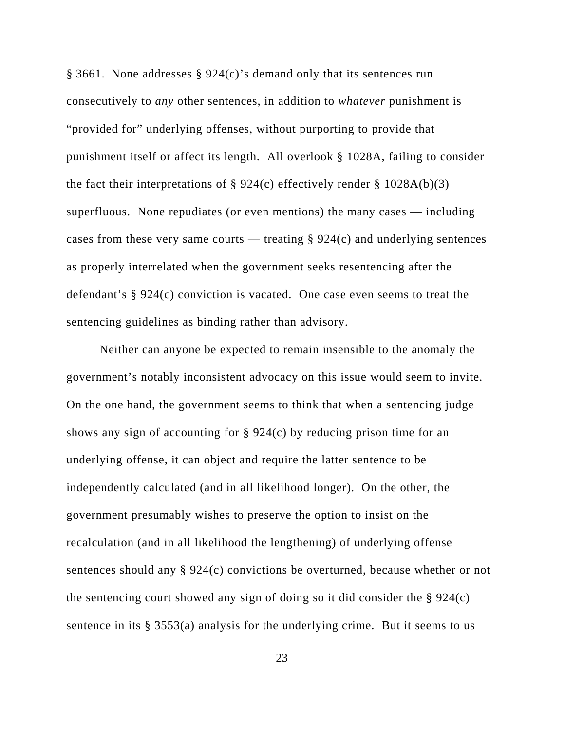§ 3661. None addresses § 924(c)'s demand only that its sentences run consecutively to *any* other sentences, in addition to *whatever* punishment is "provided for" underlying offenses, without purporting to provide that punishment itself or affect its length. All overlook § 1028A, failing to consider the fact their interpretations of § 924(c) effectively render § 1028A(b)(3) superfluous. None repudiates (or even mentions) the many cases — including cases from these very same courts — treating § 924(c) and underlying sentences as properly interrelated when the government seeks resentencing after the defendant's § 924(c) conviction is vacated. One case even seems to treat the sentencing guidelines as binding rather than advisory.

Neither can anyone be expected to remain insensible to the anomaly the government's notably inconsistent advocacy on this issue would seem to invite. On the one hand, the government seems to think that when a sentencing judge shows any sign of accounting for § 924(c) by reducing prison time for an underlying offense, it can object and require the latter sentence to be independently calculated (and in all likelihood longer). On the other, the government presumably wishes to preserve the option to insist on the recalculation (and in all likelihood the lengthening) of underlying offense sentences should any § 924(c) convictions be overturned, because whether or not the sentencing court showed any sign of doing so it did consider the § 924(c) sentence in its § 3553(a) analysis for the underlying crime. But it seems to us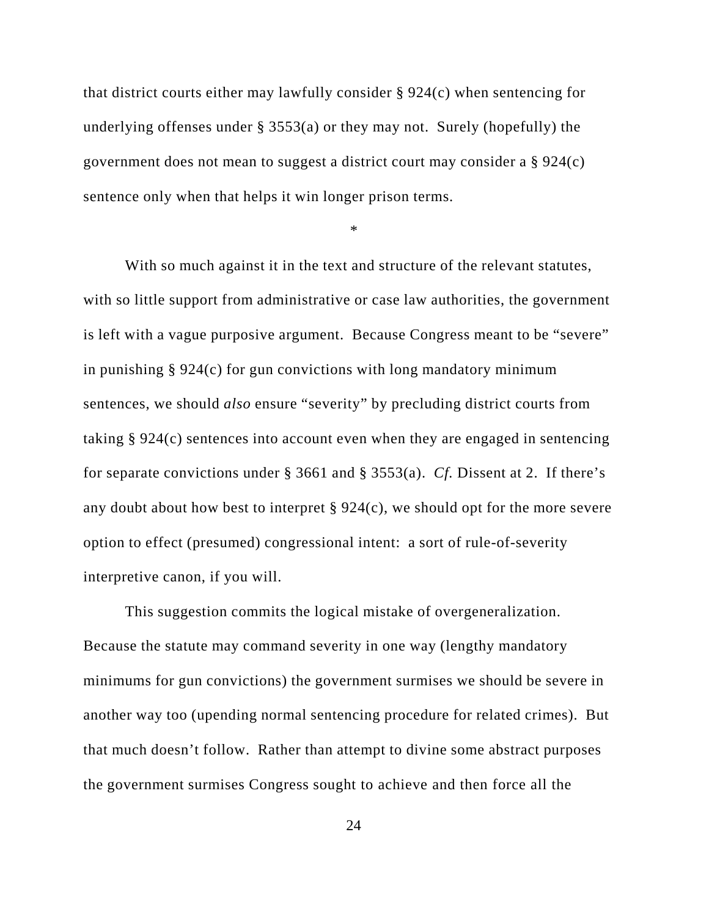that district courts either may lawfully consider § 924(c) when sentencing for underlying offenses under § 3553(a) or they may not. Surely (hopefully) the government does not mean to suggest a district court may consider a § 924(c) sentence only when that helps it win longer prison terms.

*

With so much against it in the text and structure of the relevant statutes, with so little support from administrative or case law authorities, the government is left with a vague purposive argument. Because Congress meant to be "severe" in punishing § 924(c) for gun convictions with long mandatory minimum sentences, we should *also* ensure "severity" by precluding district courts from taking § 924(c) sentences into account even when they are engaged in sentencing for separate convictions under § 3661 and § 3553(a). *Cf.* Dissent at 2. If there's any doubt about how best to interpret § 924(c), we should opt for the more severe option to effect (presumed) congressional intent: a sort of rule-of-severity interpretive canon, if you will.

This suggestion commits the logical mistake of overgeneralization. Because the statute may command severity in one way (lengthy mandatory minimums for gun convictions) the government surmises we should be severe in another way too (upending normal sentencing procedure for related crimes). But that much doesn't follow. Rather than attempt to divine some abstract purposes the government surmises Congress sought to achieve and then force all the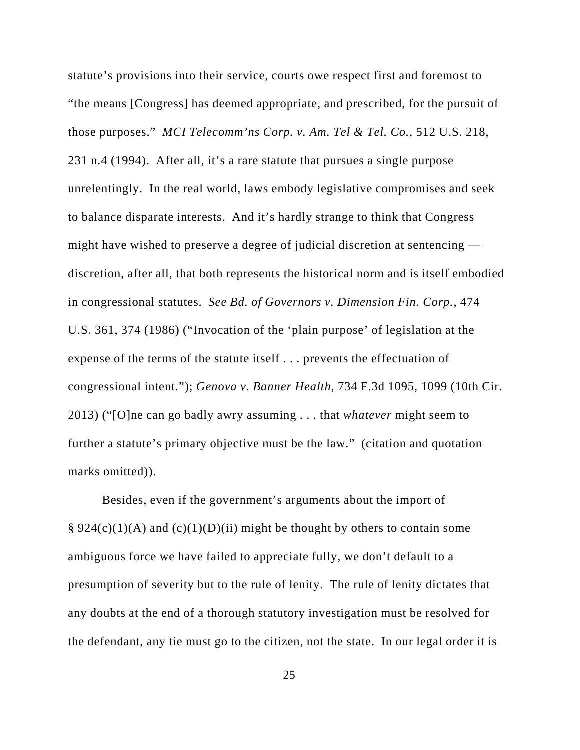statute's provisions into their service, courts owe respect first and foremost to "the means [Congress] has deemed appropriate, and prescribed, for the pursuit of those purposes." *MCI Telecomm'ns Corp. v. Am. Tel & Tel. Co.*, 512 U.S. 218, 231 n.4 (1994). After all, it's a rare statute that pursues a single purpose unrelentingly. In the real world, laws embody legislative compromises and seek to balance disparate interests. And it's hardly strange to think that Congress might have wished to preserve a degree of judicial discretion at sentencing — discretion, after all, that both represents the historical norm and is itself embodied in congressional statutes. *See Bd. of Governors v. Dimension Fin. Corp.*, 474 U.S. 361, 374 (1986) ("Invocation of the 'plain purpose' of legislation at the expense of the terms of the statute itself . . . prevents the effectuation of congressional intent."); *Genova v. Banner Health*, 734 F.3d 1095, 1099 (10th Cir. 2013) ("[O]ne can go badly awry assuming . . . that *whatever* might seem to further a statute's primary objective must be the law." (citation and quotation marks omitted)).

Besides, even if the government's arguments about the import of § 924(c)(1)(A) and (c)(1)(D)(ii) might be thought by others to contain some ambiguous force we have failed to appreciate fully, we don't default to a presumption of severity but to the rule of lenity. The rule of lenity dictates that any doubts at the end of a thorough statutory investigation must be resolved for the defendant, any tie must go to the citizen, not the state. In our legal order it is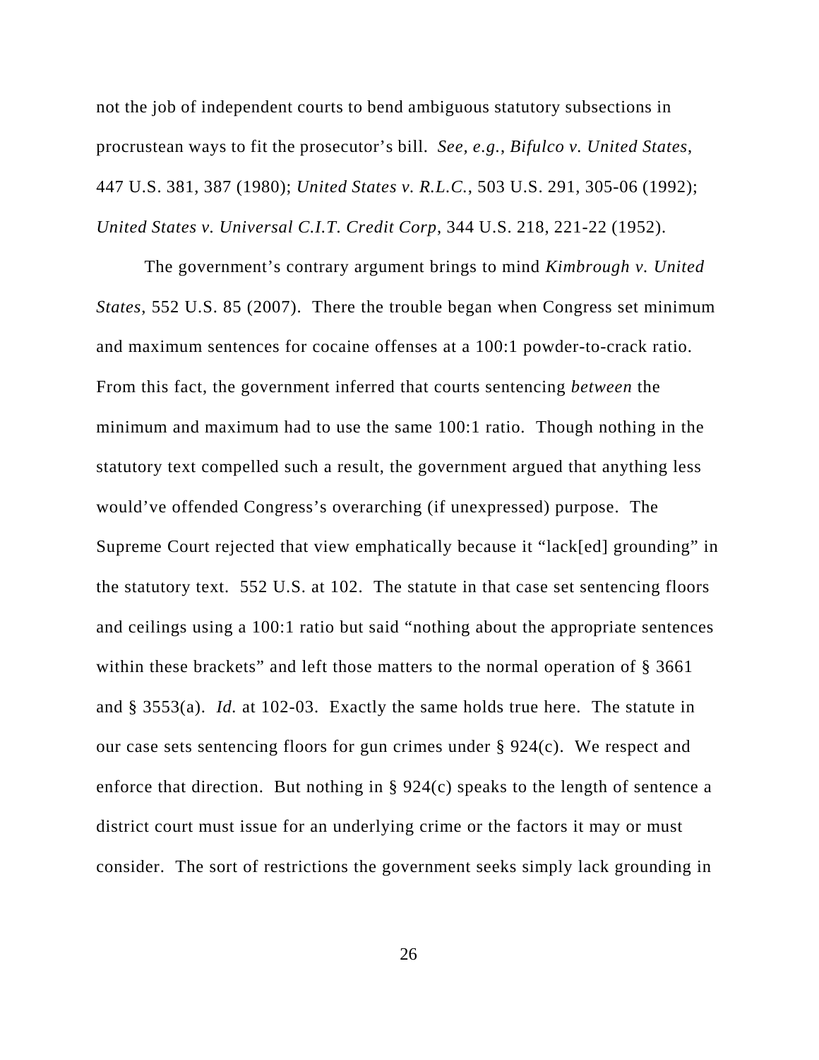not the job of independent courts to bend ambiguous statutory subsections in procrustean ways to fit the prosecutor's bill. *See, e.g.*, *Bifulco v. United States*, 447 U.S. 381, 387 (1980); *United States v. R.L.C.*, 503 U.S. 291, 305-06 (1992); *United States v. Universal C.I.T. Credit Corp*, 344 U.S. 218, 221-22 (1952).

The government's contrary argument brings to mind *Kimbrough v. United States*, 552 U.S. 85 (2007). There the trouble began when Congress set minimum and maximum sentences for cocaine offenses at a 100:1 powder-to-crack ratio. From this fact, the government inferred that courts sentencing *between* the minimum and maximum had to use the same 100:1 ratio. Though nothing in the statutory text compelled such a result, the government argued that anything less would've offended Congress's overarching (if unexpressed) purpose. The Supreme Court rejected that view emphatically because it "lack[ed] grounding" in the statutory text. 552 U.S. at 102. The statute in that case set sentencing floors and ceilings using a 100:1 ratio but said "nothing about the appropriate sentences within these brackets" and left those matters to the normal operation of § 3661 and § 3553(a). *Id.* at 102-03. Exactly the same holds true here. The statute in our case sets sentencing floors for gun crimes under § 924(c). We respect and enforce that direction. But nothing in § 924(c) speaks to the length of sentence a district court must issue for an underlying crime or the factors it may or must consider. The sort of restrictions the government seeks simply lack grounding in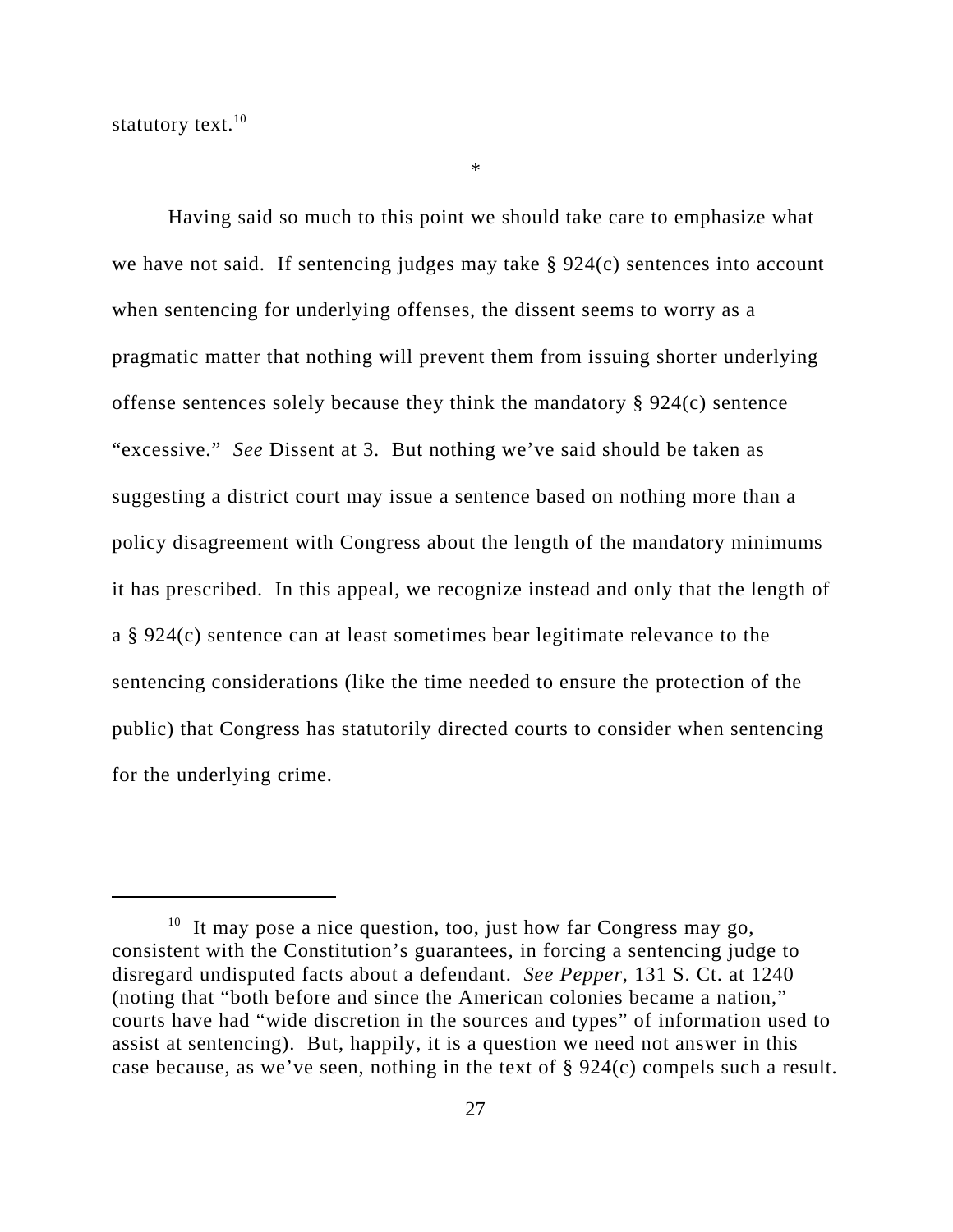statutory text.[10]

*

Having said so much to this point we should take care to emphasize what we have not said. If sentencing judges may take § 924(c) sentences into account when sentencing for underlying offenses, the dissent seems to worry as a pragmatic matter that nothing will prevent them from issuing shorter underlying offense sentences solely because they think the mandatory § 924(c) sentence "excessive." *See* Dissent at 3. But nothing we've said should be taken as suggesting a district court may issue a sentence based on nothing more than a policy disagreement with Congress about the length of the mandatory minimums it has prescribed. In this appeal, we recognize instead and only that the length of a § 924(c) sentence can at least sometimes bear legitimate relevance to the sentencing considerations (like the time needed to ensure the protection of the public) that Congress has statutorily directed courts to consider when sentencing for the underlying crime.

---

[10] It may pose a nice question, too, just how far Congress may go, consistent with the Constitution's guarantees, in forcing a sentencing judge to disregard undisputed facts about a defendant. *See Pepper*, 131 S. Ct. at 1240 (noting that "both before and since the American colonies became a nation," courts have had "wide discretion in the sources and types" of information used to assist at sentencing). But, happily, it is a question we need not answer in this case because, as we've seen, nothing in the text of § 924(c) compels such a result.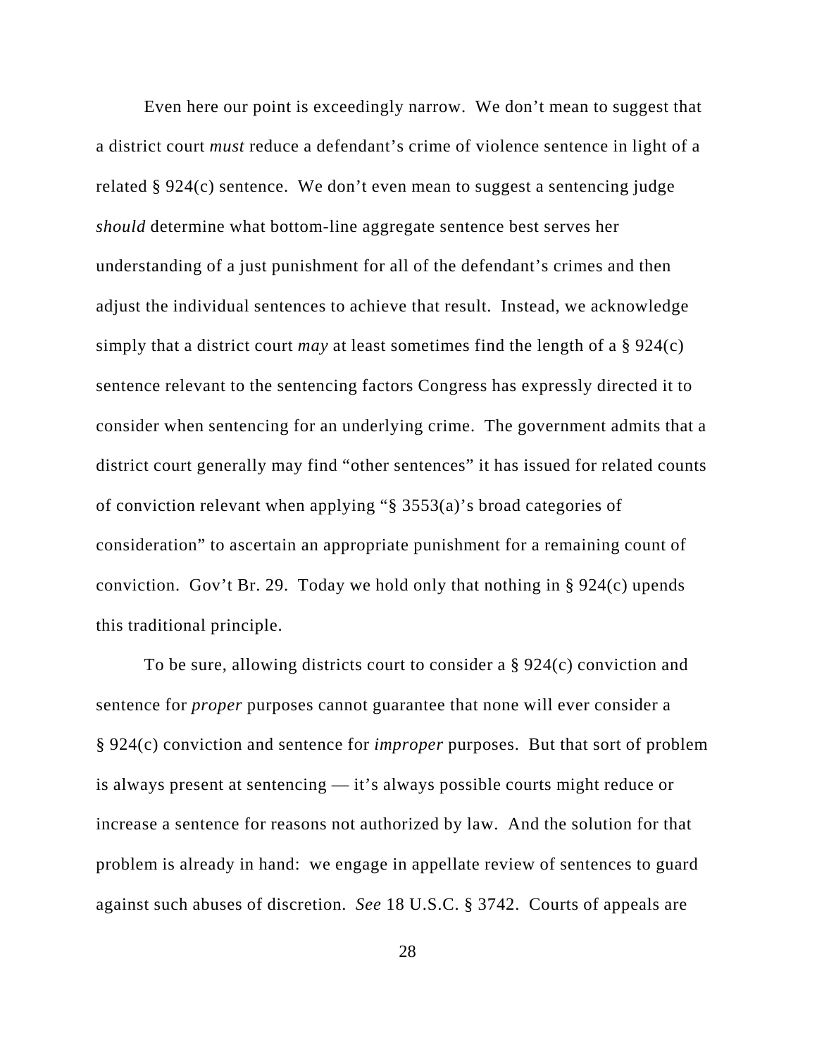Even here our point is exceedingly narrow. We don't mean to suggest that a district court *must* reduce a defendant's crime of violence sentence in light of a related § 924(c) sentence. We don't even mean to suggest a sentencing judge *should* determine what bottom-line aggregate sentence best serves her understanding of a just punishment for all of the defendant's crimes and then adjust the individual sentences to achieve that result. Instead, we acknowledge simply that a district court *may* at least sometimes find the length of a § 924(c) sentence relevant to the sentencing factors Congress has expressly directed it to consider when sentencing for an underlying crime. The government admits that a district court generally may find "other sentences" it has issued for related counts of conviction relevant when applying "§ 3553(a)'s broad categories of consideration" to ascertain an appropriate punishment for a remaining count of conviction. Gov't Br. 29. Today we hold only that nothing in § 924(c) upends this traditional principle.

To be sure, allowing districts court to consider a § 924(c) conviction and sentence for *proper* purposes cannot guarantee that none will ever consider a § 924(c) conviction and sentence for *improper* purposes. But that sort of problem is always present at sentencing — it's always possible courts might reduce or increase a sentence for reasons not authorized by law. And the solution for that problem is already in hand: we engage in appellate review of sentences to guard against such abuses of discretion. *See* 18 U.S.C. § 3742. Courts of appeals are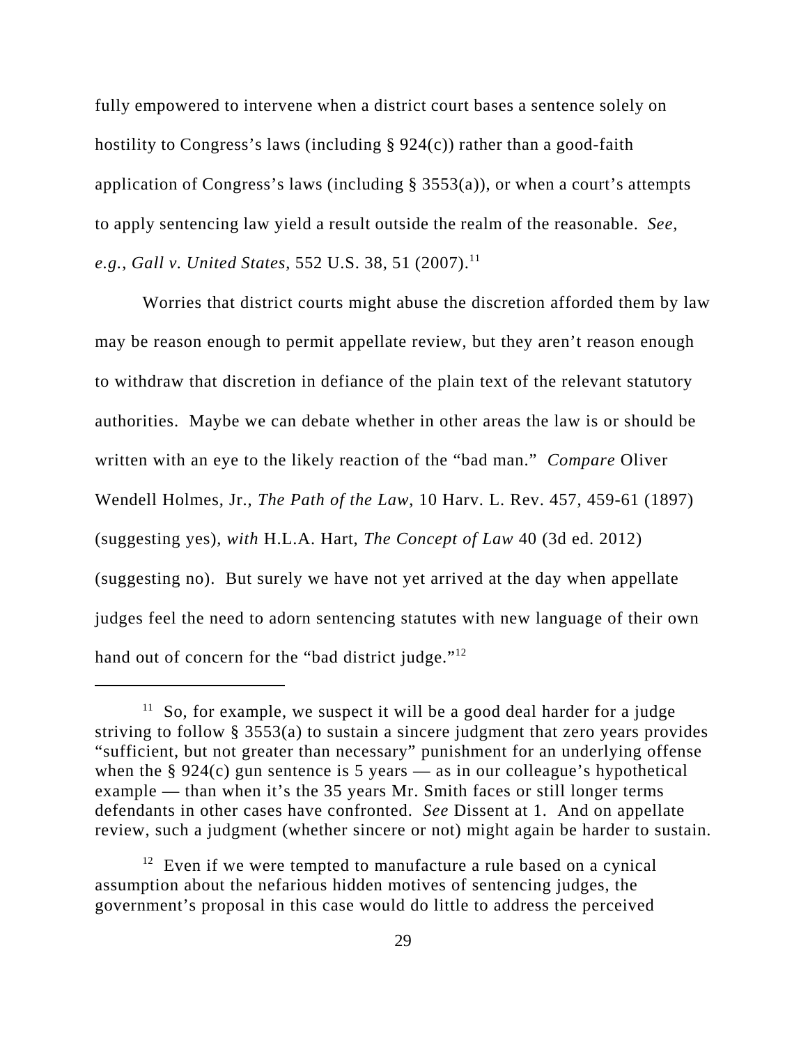fully empowered to intervene when a district court bases a sentence solely on hostility to Congress's laws (including § 924(c)) rather than a good-faith application of Congress's laws (including § 3553(a)), or when a court's attempts to apply sentencing law yield a result outside the realm of the reasonable. *See, e.g.*, *Gall v. United States*, 552 U.S. 38, 51 (2007).[11]

Worries that district courts might abuse the discretion afforded them by law may be reason enough to permit appellate review, but they aren't reason enough to withdraw that discretion in defiance of the plain text of the relevant statutory authorities. Maybe we can debate whether in other areas the law is or should be written with an eye to the likely reaction of the "bad man." *Compare* Oliver Wendell Holmes, Jr., *The Path of the Law*, 10 Harv. L. Rev. 457, 459-61 (1897) (suggesting yes), *with* H.L.A. Hart, *The Concept of Law* 40 (3d ed. 2012) (suggesting no). But surely we have not yet arrived at the day when appellate judges feel the need to adorn sentencing statutes with new language of their own hand out of concern for the "bad district judge."[12]

---

[11] So, for example, we suspect it will be a good deal harder for a judge striving to follow § 3553(a) to sustain a sincere judgment that zero years provides "sufficient, but not greater than necessary" punishment for an underlying offense when the § 924(c) gun sentence is 5 years — as in our colleague's hypothetical example — than when it's the 35 years Mr. Smith faces or still longer terms defendants in other cases have confronted. *See* Dissent at 1. And on appellate review, such a judgment (whether sincere or not) might again be harder to sustain.

[12] Even if we were tempted to manufacture a rule based on a cynical assumption about the nefarious hidden motives of sentencing judges, the government's proposal in this case would do little to address the perceived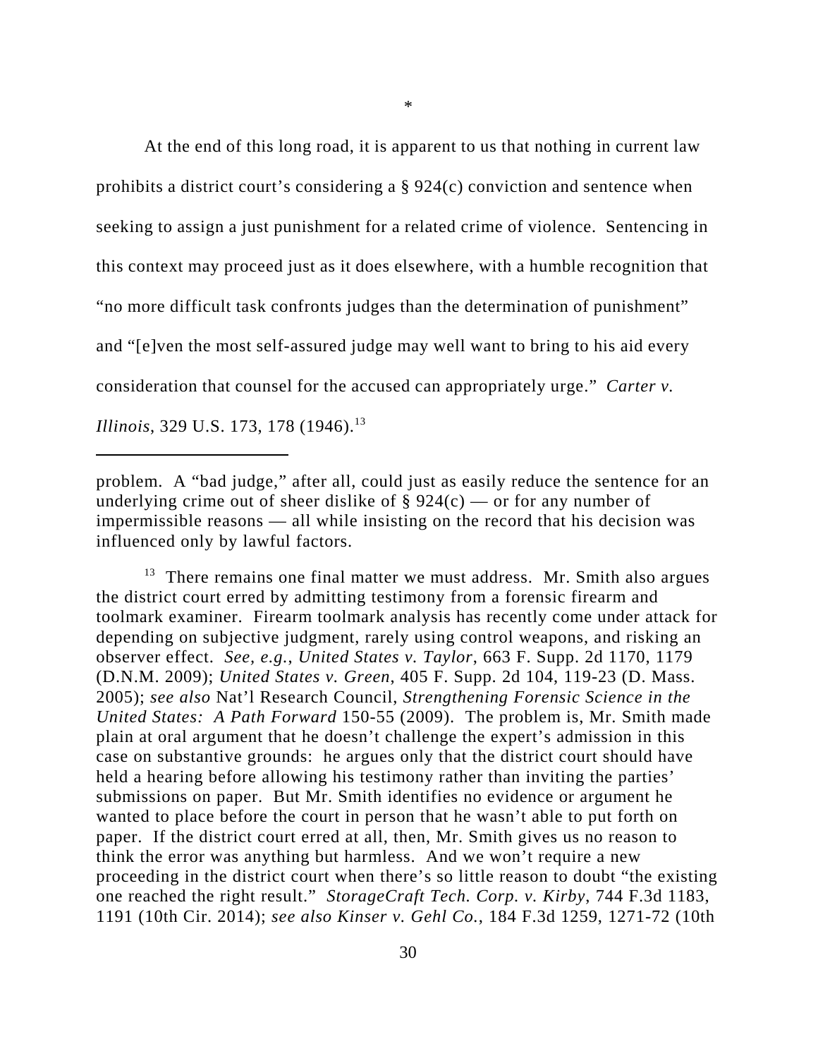*

At the end of this long road, it is apparent to us that nothing in current law prohibits a district court's considering a § 924(c) conviction and sentence when seeking to assign a just punishment for a related crime of violence. Sentencing in this context may proceed just as it does elsewhere, with a humble recognition that "no more difficult task confronts judges than the determination of punishment" and "[e]ven the most self-assured judge may well want to bring to his aid every consideration that counsel for the accused can appropriately urge." *Carter v. Illinois*, 329 U.S. 173, 178 (1946).[13]

---

problem. A "bad judge," after all, could just as easily reduce the sentence for an underlying crime out of sheer dislike of § 924(c) — or for any number of impermissible reasons — all while insisting on the record that his decision was influenced only by lawful factors.

[13] There remains one final matter we must address. Mr. Smith also argues the district court erred by admitting testimony from a forensic firearm and toolmark examiner. Firearm toolmark analysis has recently come under attack for depending on subjective judgment, rarely using control weapons, and risking an observer effect. *See, e.g.*, *United States v. Taylor*, 663 F. Supp. 2d 1170, 1179 (D.N.M. 2009); *United States v. Green*, 405 F. Supp. 2d 104, 119-23 (D. Mass. 2005); *see also* Nat'l Research Council, *Strengthening Forensic Science in the United States: A Path Forward* 150-55 (2009). The problem is, Mr. Smith made plain at oral argument that he doesn't challenge the expert's admission in this case on substantive grounds: he argues only that the district court should have held a hearing before allowing his testimony rather than inviting the parties' submissions on paper. But Mr. Smith identifies no evidence or argument he wanted to place before the court in person that he wasn't able to put forth on paper. If the district court erred at all, then, Mr. Smith gives us no reason to think the error was anything but harmless. And we won't require a new proceeding in the district court when there's so little reason to doubt "the existing one reached the right result." *StorageCraft Tech. Corp. v. Kirby*, 744 F.3d 1183, 1191 (10th Cir. 2014); *see also Kinser v. Gehl Co.*, 184 F.3d 1259, 1271-72 (10th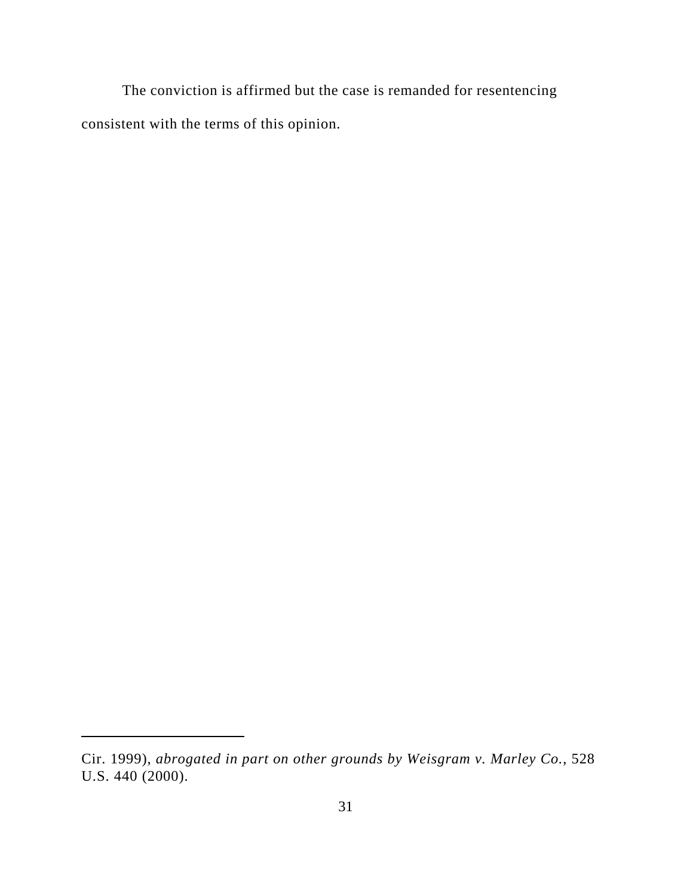The conviction is affirmed but the case is remanded for resentencing consistent with the terms of this opinion.

---

Cir. 1999), *abrogated in part on other grounds by Weisgram v. Marley Co.*, 528 U.S. 440 (2000).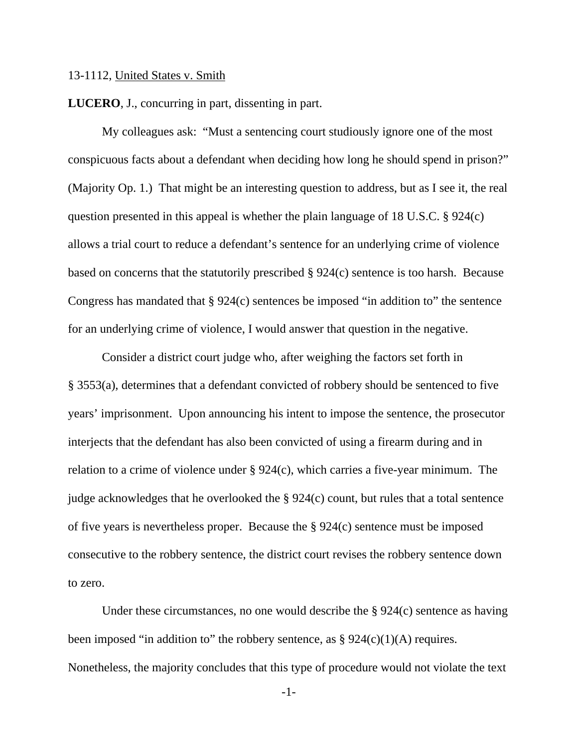13-1112, United States v. Smith

**LUCERO**, J., concurring in part, dissenting in part.

My colleagues ask: "Must a sentencing court studiously ignore one of the most conspicuous facts about a defendant when deciding how long he should spend in prison?" (Majority Op. 1.) That might be an interesting question to address, but as I see it, the real question presented in this appeal is whether the plain language of 18 U.S.C. § 924(c) allows a trial court to reduce a defendant's sentence for an underlying crime of violence based on concerns that the statutorily prescribed § 924(c) sentence is too harsh. Because Congress has mandated that § 924(c) sentences be imposed "in addition to" the sentence for an underlying crime of violence, I would answer that question in the negative.

Consider a district court judge who, after weighing the factors set forth in § 3553(a), determines that a defendant convicted of robbery should be sentenced to five years' imprisonment. Upon announcing his intent to impose the sentence, the prosecutor interjects that the defendant has also been convicted of using a firearm during and in relation to a crime of violence under § 924(c), which carries a five-year minimum. The judge acknowledges that he overlooked the § 924(c) count, but rules that a total sentence of five years is nevertheless proper. Because the § 924(c) sentence must be imposed consecutive to the robbery sentence, the district court revises the robbery sentence down to zero.

Under these circumstances, no one would describe the § 924(c) sentence as having been imposed "in addition to" the robbery sentence, as § 924(c)(1)(A) requires. Nonetheless, the majority concludes that this type of procedure would not violate the text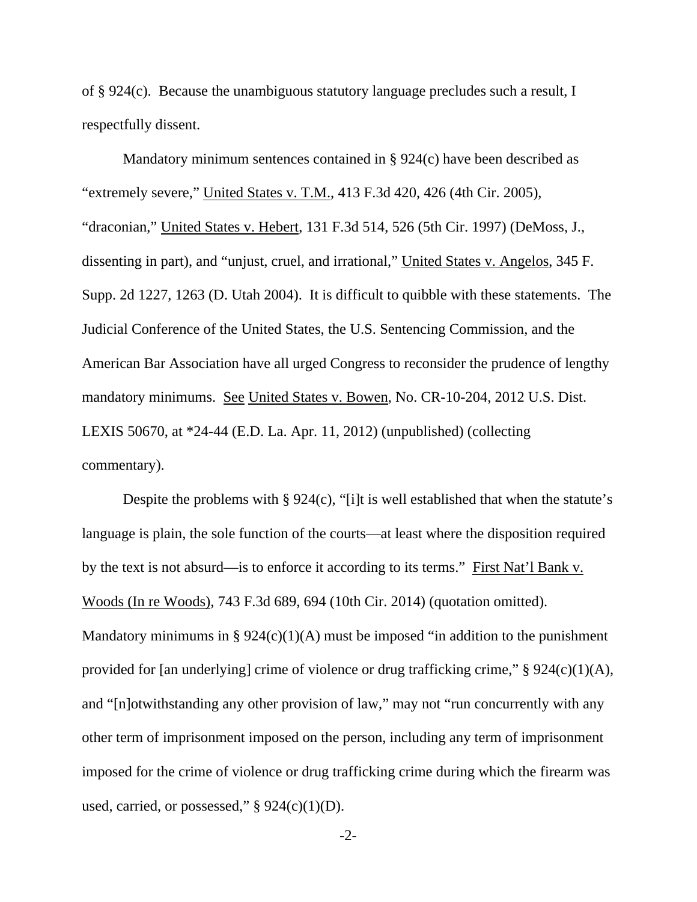of § 924(c). Because the unambiguous statutory language precludes such a result, I respectfully dissent.

Mandatory minimum sentences contained in § 924(c) have been described as "extremely severe," United States v. T.M., 413 F.3d 420, 426 (4th Cir. 2005), "draconian," United States v. Hebert, 131 F.3d 514, 526 (5th Cir. 1997) (DeMoss, J., dissenting in part), and "unjust, cruel, and irrational," United States v. Angelos, 345 F. Supp. 2d 1227, 1263 (D. Utah 2004). It is difficult to quibble with these statements. The Judicial Conference of the United States, the U.S. Sentencing Commission, and the American Bar Association have all urged Congress to reconsider the prudence of lengthy mandatory minimums. See United States v. Bowen, No. CR-10-204, 2012 U.S. Dist. LEXIS 50670, at *24-44 (E.D. La. Apr. 11, 2012) (unpublished) (collecting commentary).

Despite the problems with § 924(c), "[i]t is well established that when the statute's language is plain, the sole function of the courts—at least where the disposition required by the text is not absurd—is to enforce it according to its terms." First Nat'l Bank v. Woods (In re Woods), 743 F.3d 689, 694 (10th Cir. 2014) (quotation omitted). Mandatory minimums in § 924(c)(1)(A) must be imposed "in addition to the punishment provided for [an underlying] crime of violence or drug trafficking crime," § 924(c)(1)(A), and "[n]otwithstanding any other provision of law," may not "run concurrently with any other term of imprisonment imposed on the person, including any term of imprisonment imposed for the crime of violence or drug trafficking crime during which the firearm was used, carried, or possessed," § 924(c)(1)(D).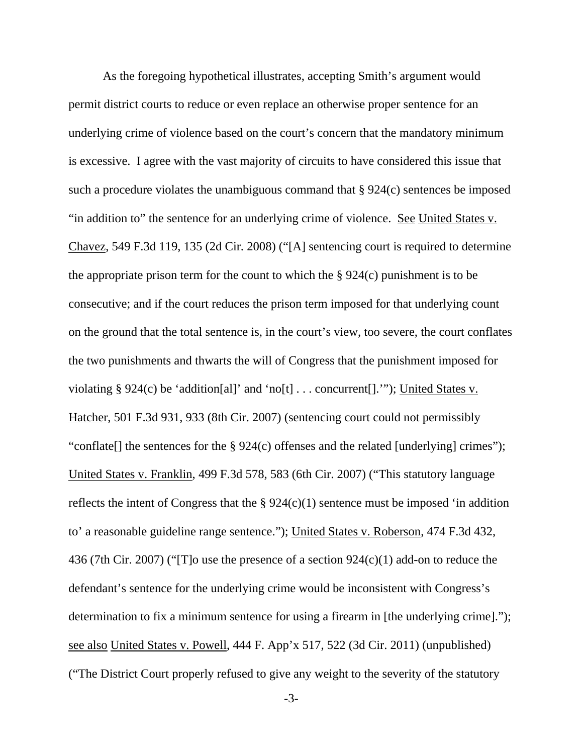As the foregoing hypothetical illustrates, accepting Smith's argument would permit district courts to reduce or even replace an otherwise proper sentence for an underlying crime of violence based on the court's concern that the mandatory minimum is excessive. I agree with the vast majority of circuits to have considered this issue that such a procedure violates the unambiguous command that § 924(c) sentences be imposed "in addition to" the sentence for an underlying crime of violence. See United States v. Chavez, 549 F.3d 119, 135 (2d Cir. 2008) ("[A] sentencing court is required to determine the appropriate prison term for the count to which the § 924(c) punishment is to be consecutive; and if the court reduces the prison term imposed for that underlying count on the ground that the total sentence is, in the court's view, too severe, the court conflates the two punishments and thwarts the will of Congress that the punishment imposed for violating § 924(c) be 'addition[al]' and 'no[t] . . . concurrent[].'"); United States v. Hatcher, 501 F.3d 931, 933 (8th Cir. 2007) (sentencing court could not permissibly "conflate[] the sentences for the § 924(c) offenses and the related [underlying] crimes"); United States v. Franklin, 499 F.3d 578, 583 (6th Cir. 2007) ("This statutory language reflects the intent of Congress that the § 924(c)(1) sentence must be imposed 'in addition to' a reasonable guideline range sentence."); United States v. Roberson, 474 F.3d 432, 436 (7th Cir. 2007) ("[T]o use the presence of a section 924(c)(1) add-on to reduce the defendant's sentence for the underlying crime would be inconsistent with Congress's determination to fix a minimum sentence for using a firearm in [the underlying crime]."); see also United States v. Powell, 444 F. App'x 517, 522 (3d Cir. 2011) (unpublished) ("The District Court properly refused to give any weight to the severity of the statutory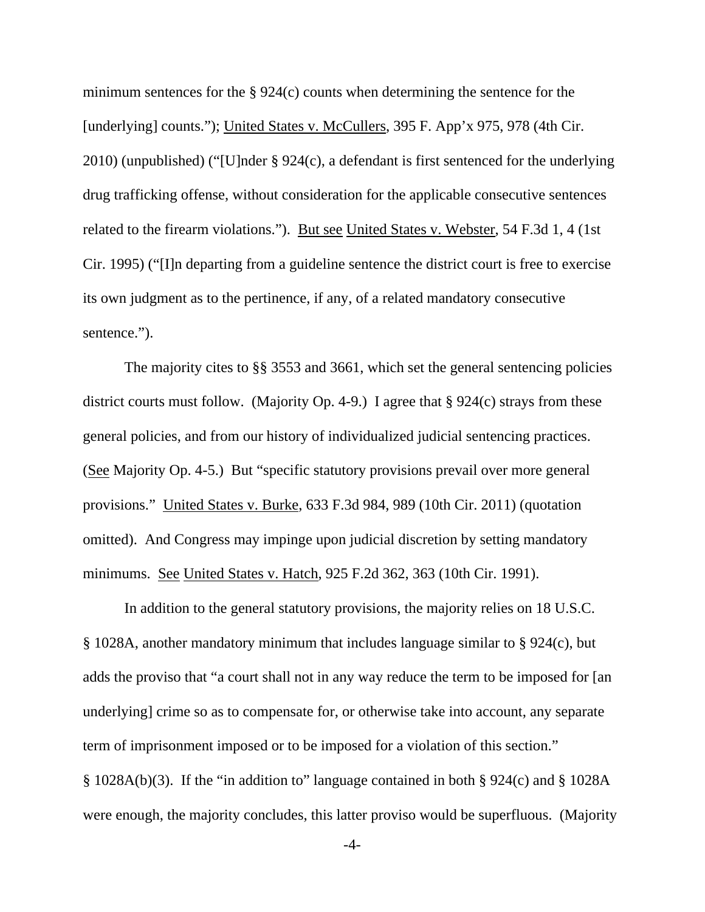minimum sentences for the § 924(c) counts when determining the sentence for the [underlying] counts."); United States v. McCullers, 395 F. App'x 975, 978 (4th Cir. 2010) (unpublished) ("[U]nder § 924(c), a defendant is first sentenced for the underlying drug trafficking offense, without consideration for the applicable consecutive sentences related to the firearm violations."). But see United States v. Webster, 54 F.3d 1, 4 (1st Cir. 1995) ("[I]n departing from a guideline sentence the district court is free to exercise its own judgment as to the pertinence, if any, of a related mandatory consecutive sentence.").

The majority cites to §§ 3553 and 3661, which set the general sentencing policies district courts must follow. (Majority Op. 4-9.) I agree that § 924(c) strays from these general policies, and from our history of individualized judicial sentencing practices. (See Majority Op. 4-5.) But "specific statutory provisions prevail over more general provisions." United States v. Burke, 633 F.3d 984, 989 (10th Cir. 2011) (quotation omitted). And Congress may impinge upon judicial discretion by setting mandatory minimums. See United States v. Hatch, 925 F.2d 362, 363 (10th Cir. 1991).

In addition to the general statutory provisions, the majority relies on 18 U.S.C. § 1028A, another mandatory minimum that includes language similar to § 924(c), but adds the proviso that "a court shall not in any way reduce the term to be imposed for [an underlying] crime so as to compensate for, or otherwise take into account, any separate term of imprisonment imposed or to be imposed for a violation of this section." § 1028A(b)(3). If the "in addition to" language contained in both § 924(c) and § 1028A were enough, the majority concludes, this latter proviso would be superfluous. (Majority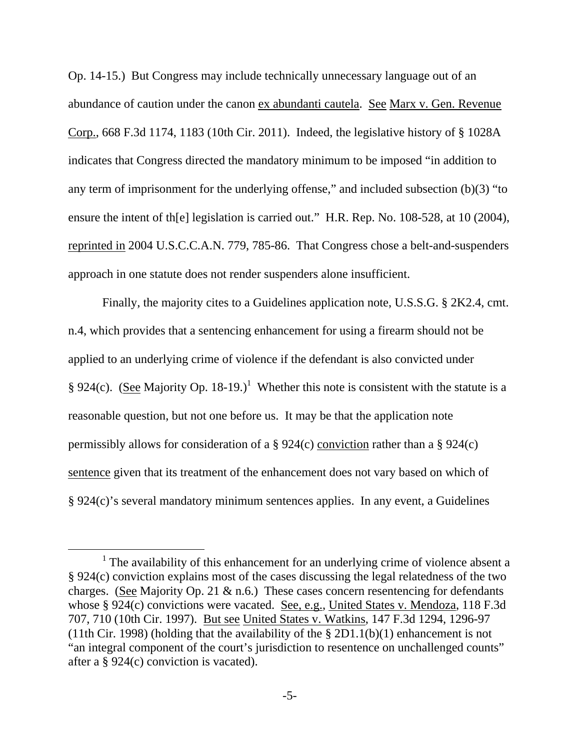Op. 14-15.) But Congress may include technically unnecessary language out of an abundance of caution under the canon ex abundanti cautela. See Marx v. Gen. Revenue Corp., 668 F.3d 1174, 1183 (10th Cir. 2011). Indeed, the legislative history of § 1028A indicates that Congress directed the mandatory minimum to be imposed "in addition to any term of imprisonment for the underlying offense," and included subsection (b)(3) "to ensure the intent of th[e] legislation is carried out." H.R. Rep. No. 108-528, at 10 (2004), reprinted in 2004 U.S.C.C.A.N. 779, 785-86. That Congress chose a belt-and-suspenders approach in one statute does not render suspenders alone insufficient.

Finally, the majority cites to a Guidelines application note, U.S.S.G. § 2K2.4, cmt. n.4, which provides that a sentencing enhancement for using a firearm should not be applied to an underlying crime of violence if the defendant is also convicted under § 924(c). (See Majority Op. 18-19.)[1] Whether this note is consistent with the statute is a reasonable question, but not one before us. It may be that the application note permissibly allows for consideration of a § 924(c) conviction rather than a § 924(c) sentence given that its treatment of the enhancement does not vary based on which of § 924(c)'s several mandatory minimum sentences applies. In any event, a Guidelines

[1] The availability of this enhancement for an underlying crime of violence absent a § 924(c) conviction explains most of the cases discussing the legal relatedness of the two charges. (See Majority Op. 21 & n.6.) These cases concern resentencing for defendants whose § 924(c) convictions were vacated. See, e.g., United States v. Mendoza, 118 F.3d 707, 710 (10th Cir. 1997). But see United States v. Watkins, 147 F.3d 1294, 1296-97 (11th Cir. 1998) (holding that the availability of the § 2D1.1(b)(1) enhancement is not "an integral component of the court's jurisdiction to resentence on unchallenged counts" after a § 924(c) conviction is vacated).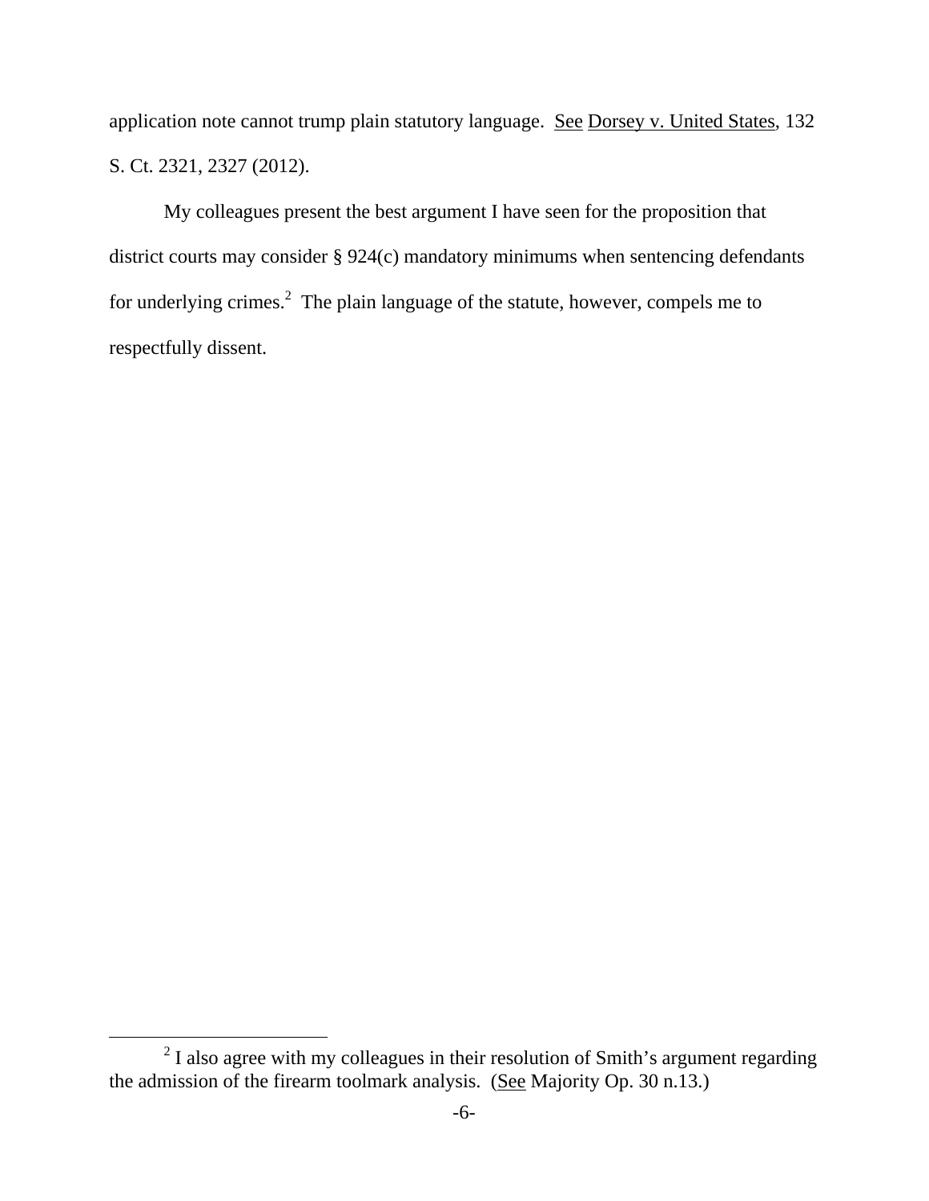application note cannot trump plain statutory language. See Dorsey v. United States, 132 S. Ct. 2321, 2327 (2012).

My colleagues present the best argument I have seen for the proposition that district courts may consider § 924(c) mandatory minimums when sentencing defendants for underlying crimes.[2] The plain language of the statute, however, compels me to respectfully dissent.

---

[2] I also agree with my colleagues in their resolution of Smith's argument regarding the admission of the firearm toolmark analysis. (See Majority Op. 30 n.13.)